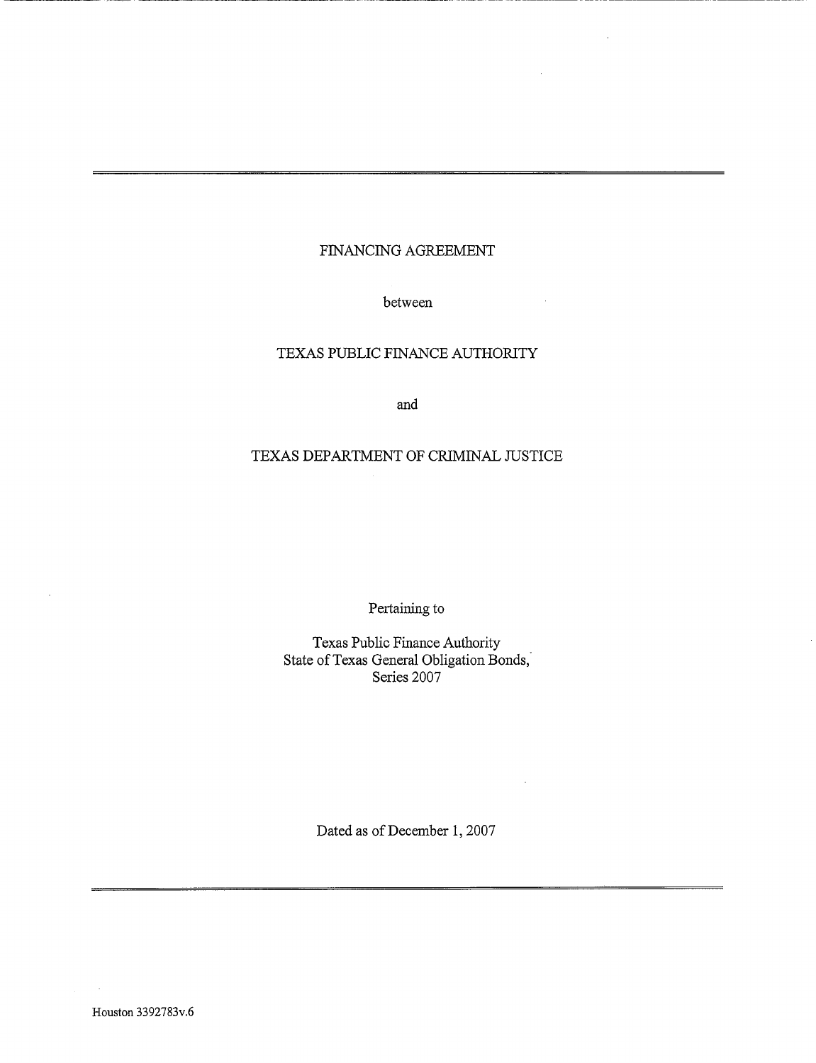# FINANCING AGREEMENT

between

TEXAS PUBLIC FINANCE AUTHORITY

and

TEXAS DEPARTMENT OF CRIMINAL JUSTICE

Pertaining to

Texas Public Finance Authority
State of Texas General Obligation Bonds,
Series 2007

Dated as of December 1, 2007

Houston 3392783v.6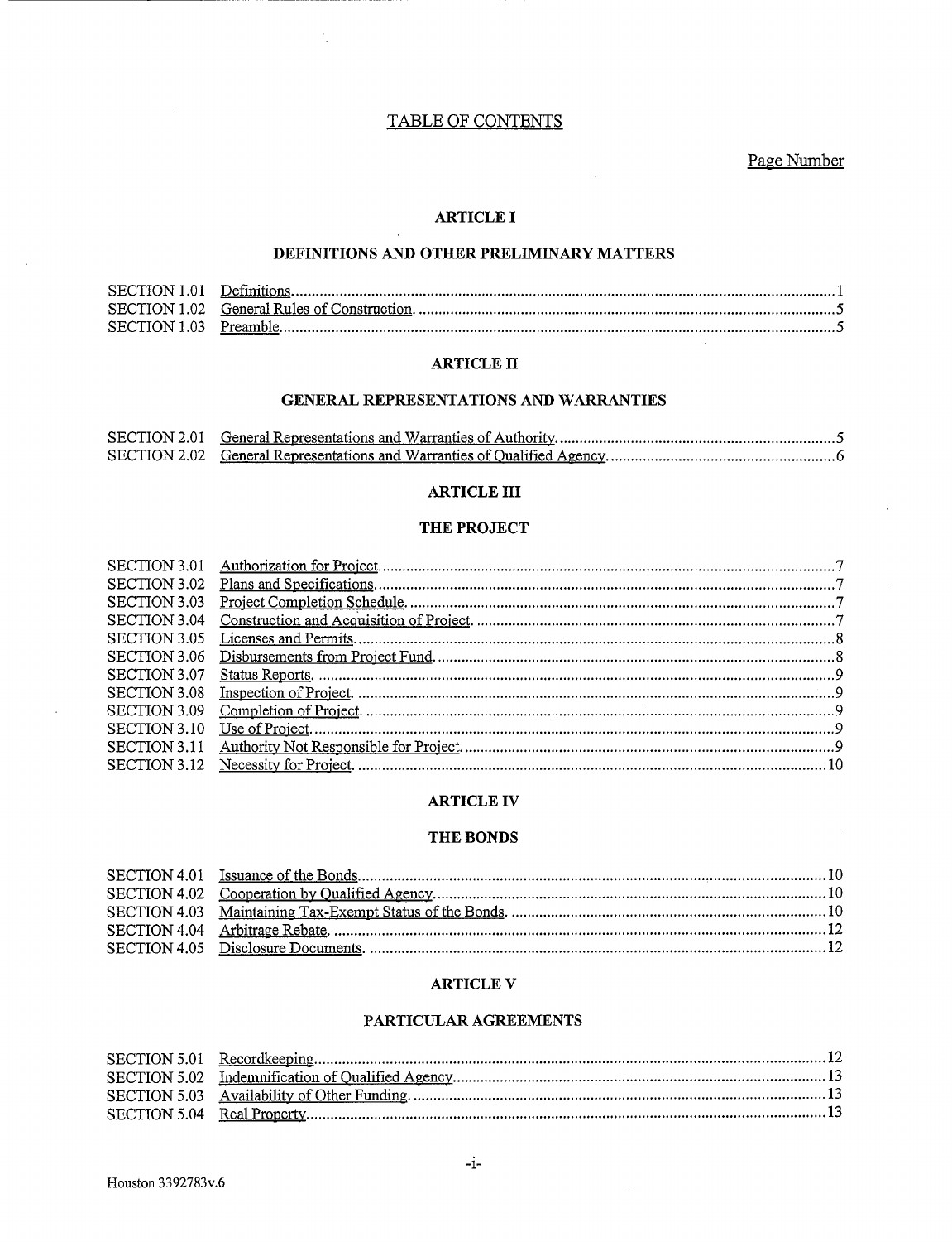# TABLE OF CONTENTS

Page Number

## ARTICLE I

## DEFINITIONS AND OTHER PRELIMINARY MATTERS

| | | |
|---|---|---|
| SECTION 1.01 | Definitions | 1 |
| SECTION 1.02 | General Rules of Construction | 5 |
| SECTION 1.03 | Preamble | 5 |

## ARTICLE II

## GENERAL REPRESENTATIONS AND WARRANTIES

| | | |
|---|---|---|
| SECTION 2.01 | General Representations and Warranties of Authority | 5 |
| SECTION 2.02 | General Representations and Warranties of Qualified Agency | 6 |

## ARTICLE III

## THE PROJECT

| | | |
|---|---|---|
| SECTION 3.01 | Authorization for Project | 7 |
| SECTION 3.02 | Plans and Specifications | 7 |
| SECTION 3.03 | Project Completion Schedule | 7 |
| SECTION 3.04 | Construction and Acquisition of Project | 7 |
| SECTION 3.05 | Licenses and Permits | 8 |
| SECTION 3.06 | Disbursements from Project Fund | 8 |
| SECTION 3.07 | Status Reports | 9 |
| SECTION 3.08 | Inspection of Project | 9 |
| SECTION 3.09 | Completion of Project | 9 |
| SECTION 3.10 | Use of Project | 9 |
| SECTION 3.11 | Authority Not Responsible for Project | 9 |
| SECTION 3.12 | Necessity for Project | 10 |

## ARTICLE IV

## THE BONDS

| | | |
|---|---|---|
| SECTION 4.01 | Issuance of the Bonds | 10 |
| SECTION 4.02 | Cooperation by Qualified Agency | 10 |
| SECTION 4.03 | Maintaining Tax-Exempt Status of the Bonds | 10 |
| SECTION 4.04 | Arbitrage Rebate | 12 |
| SECTION 4.05 | Disclosure Documents | 12 |

## ARTICLE V

## PARTICULAR AGREEMENTS

| | | |
|---|---|---|
| SECTION 5.01 | Recordkeeping | 12 |
| SECTION 5.02 | Indemnification of Qualified Agency | 13 |
| SECTION 5.03 | Availability of Other Funding | 13 |
| SECTION 5.04 | Real Property | 13 |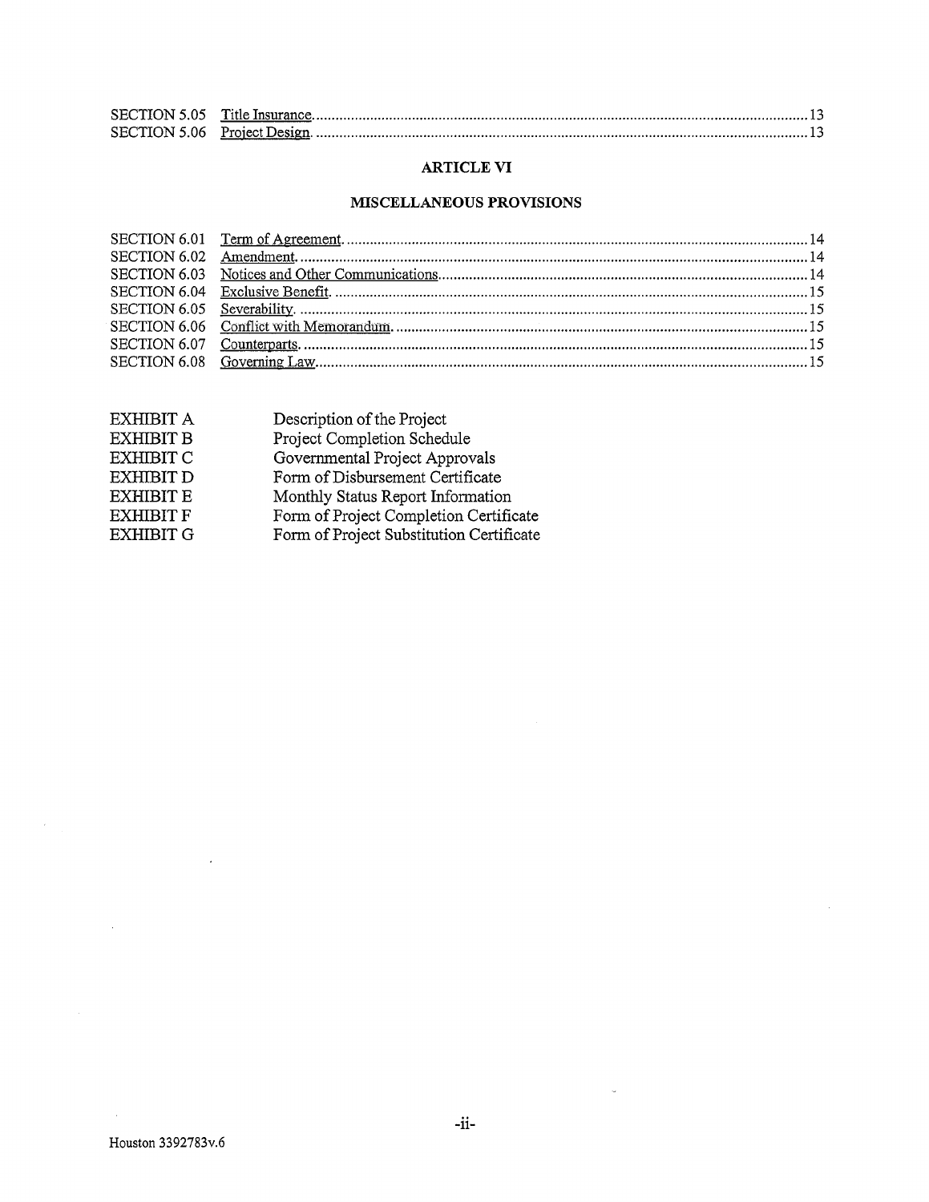| | | |
|---|---|---|
| SECTION 5.05 | Title Insurance | 13 |
| SECTION 5.06 | Project Design | 13 |

## ARTICLE VI

## MISCELLANEOUS PROVISIONS

| | | |
|---|---|---|
| SECTION 6.01 | Term of Agreement | 14 |
| SECTION 6.02 | Amendment | 14 |
| SECTION 6.03 | Notices and Other Communications | 14 |
| SECTION 6.04 | Exclusive Benefit | 15 |
| SECTION 6.05 | Severability | 15 |
| SECTION 6.06 | Conflict with Memorandum | 15 |
| SECTION 6.07 | Counterparts | 15 |
| SECTION 6.08 | Governing Law | 15 |

| | |
|---|---|
| EXHIBIT A | Description of the Project |
| EXHIBIT B | Project Completion Schedule |
| EXHIBIT C | Governmental Project Approvals |
| EXHIBIT D | Form of Disbursement Certificate |
| EXHIBIT E | Monthly Status Report Information |
| EXHIBIT F | Form of Project Completion Certificate |
| EXHIBIT G | Form of Project Substitution Certificate |

Houston 3392783v.6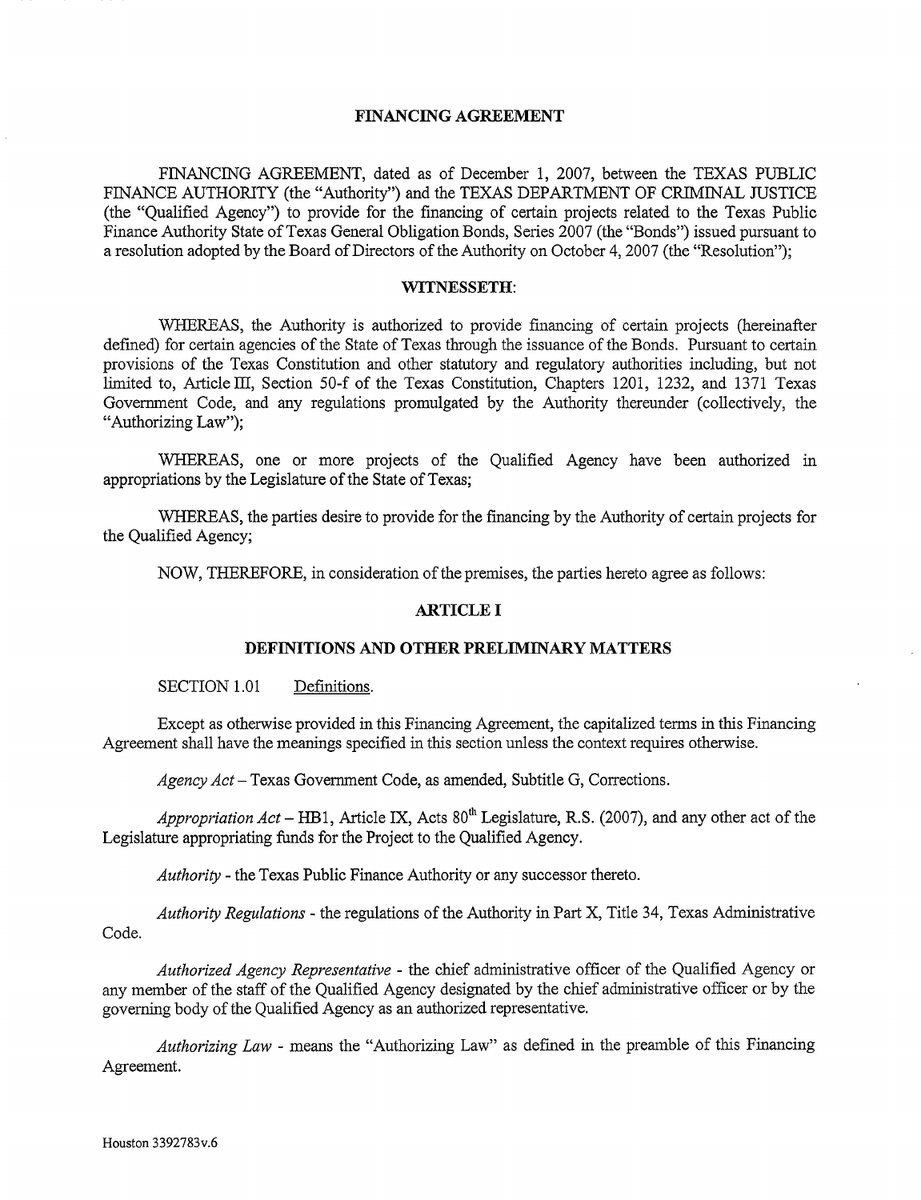## FINANCING AGREEMENT

FINANCING AGREEMENT, dated as of December 1, 2007, between the TEXAS PUBLIC FINANCE AUTHORITY (the "Authority") and the TEXAS DEPARTMENT OF CRIMINAL JUSTICE (the "Qualified Agency") to provide for the financing of certain projects related to the Texas Public Finance Authority State of Texas General Obligation Bonds, Series 2007 (the "Bonds") issued pursuant to a resolution adopted by the Board of Directors of the Authority on October 4, 2007 (the "Resolution");

### WITNESSETH:

WHEREAS, the Authority is authorized to provide financing of certain projects (hereinafter defined) for certain agencies of the State of Texas through the issuance of the Bonds. Pursuant to certain provisions of the Texas Constitution and other statutory and regulatory authorities including, but not limited to, Article III, Section 50-f of the Texas Constitution, Chapters 1201, 1232, and 1371 Texas Government Code, and any regulations promulgated by the Authority thereunder (collectively, the "Authorizing Law");

WHEREAS, one or more projects of the Qualified Agency have been authorized in appropriations by the Legislature of the State of Texas;

WHEREAS, the parties desire to provide for the financing by the Authority of certain projects for the Qualified Agency;

NOW, THEREFORE, in consideration of the premises, the parties hereto agree as follows:

### ARTICLE I

### DEFINITIONS AND OTHER PRELIMINARY MATTERS

SECTION 1.01 Definitions.

Except as otherwise provided in this Financing Agreement, the capitalized terms in this Financing Agreement shall have the meanings specified in this section unless the context requires otherwise.

*Agency Act* – Texas Government Code, as amended, Subtitle G, Corrections.

*Appropriation Act* – HB1, Article IX, Acts 80th Legislature, R.S. (2007), and any other act of the Legislature appropriating funds for the Project to the Qualified Agency.

*Authority* - the Texas Public Finance Authority or any successor thereto.

*Authority Regulations* - the regulations of the Authority in Part X, Title 34, Texas Administrative Code.

*Authorized Agency Representative* - the chief administrative officer of the Qualified Agency or any member of the staff of the Qualified Agency designated by the chief administrative officer or by the governing body of the Qualified Agency as an authorized representative.

*Authorizing Law* - means the "Authorizing Law" as defined in the preamble of this Financing Agreement.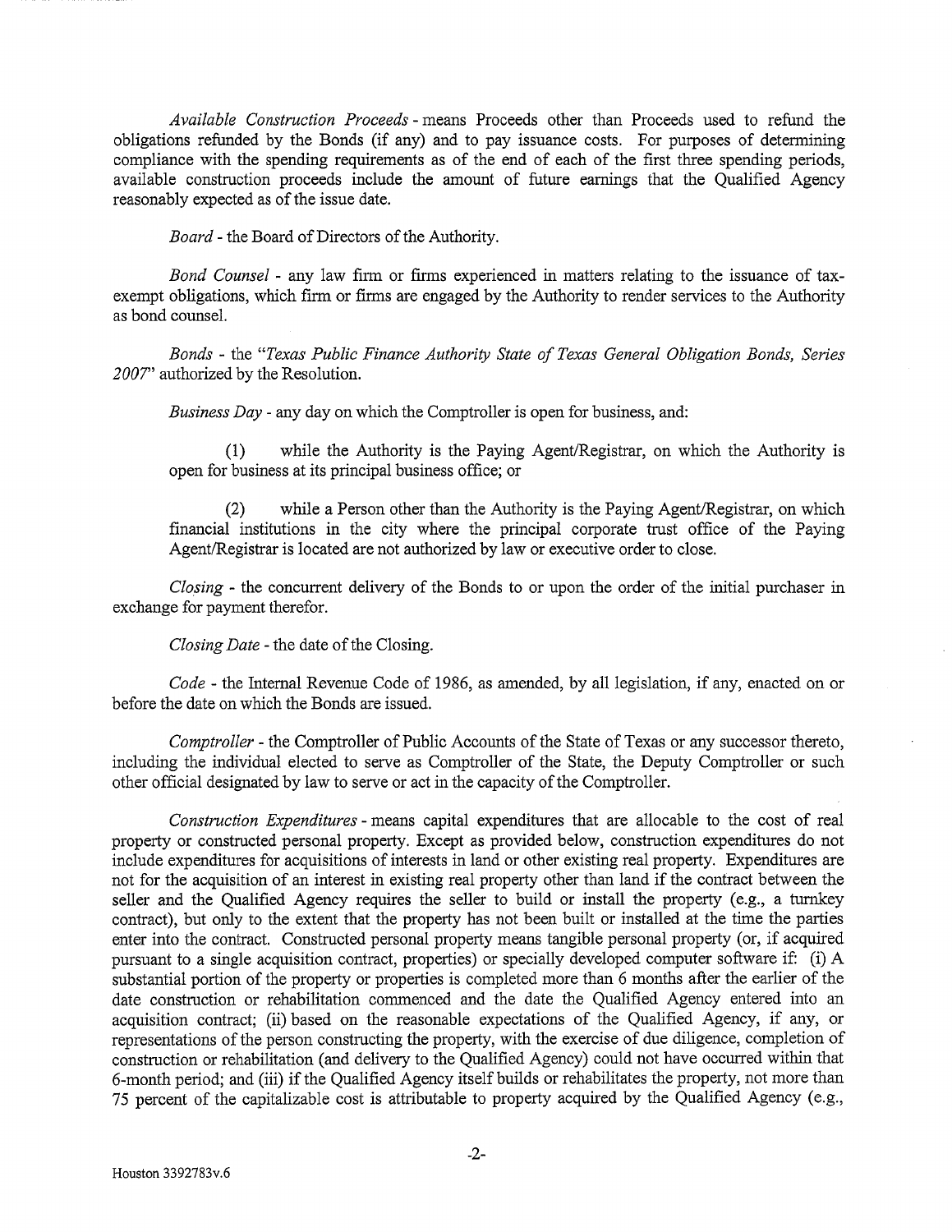*Available Construction Proceeds* - means Proceeds other than Proceeds used to refund the obligations refunded by the Bonds (if any) and to pay issuance costs. For purposes of determining compliance with the spending requirements as of the end of each of the first three spending periods, available construction proceeds include the amount of future earnings that the Qualified Agency reasonably expected as of the issue date.

*Board* - the Board of Directors of the Authority.

*Bond Counsel* - any law firm or firms experienced in matters relating to the issuance of tax-exempt obligations, which firm or firms are engaged by the Authority to render services to the Authority as bond counsel.

*Bonds* - the "*Texas Public Finance Authority State of Texas General Obligation Bonds, Series 2007*" authorized by the Resolution.

*Business Day* - any day on which the Comptroller is open for business, and:

(1) while the Authority is the Paying Agent/Registrar, on which the Authority is open for business at its principal business office; or

(2) while a Person other than the Authority is the Paying Agent/Registrar, on which financial institutions in the city where the principal corporate trust office of the Paying Agent/Registrar is located are not authorized by law or executive order to close.

*Closing* - the concurrent delivery of the Bonds to or upon the order of the initial purchaser in exchange for payment therefor.

*Closing Date* - the date of the Closing.

*Code* - the Internal Revenue Code of 1986, as amended, by all legislation, if any, enacted on or before the date on which the Bonds are issued.

*Comptroller* - the Comptroller of Public Accounts of the State of Texas or any successor thereto, including the individual elected to serve as Comptroller of the State, the Deputy Comptroller or such other official designated by law to serve or act in the capacity of the Comptroller.

*Construction Expenditures* - means capital expenditures that are allocable to the cost of real property or constructed personal property. Except as provided below, construction expenditures do not include expenditures for acquisitions of interests in land or other existing real property. Expenditures are not for the acquisition of an interest in existing real property other than land if the contract between the seller and the Qualified Agency requires the seller to build or install the property (e.g., a turnkey contract), but only to the extent that the property has not been built or installed at the time the parties enter into the contract. Constructed personal property means tangible personal property (or, if acquired pursuant to a single acquisition contract, properties) or specially developed computer software if: (i) A substantial portion of the property or properties is completed more than 6 months after the earlier of the date construction or rehabilitation commenced and the date the Qualified Agency entered into an acquisition contract; (ii) based on the reasonable expectations of the Qualified Agency, if any, or representations of the person constructing the property, with the exercise of due diligence, completion of construction or rehabilitation (and delivery to the Qualified Agency) could not have occurred within that 6-month period; and (iii) if the Qualified Agency itself builds or rehabilitates the property, not more than 75 percent of the capitalizable cost is attributable to property acquired by the Qualified Agency (e.g.,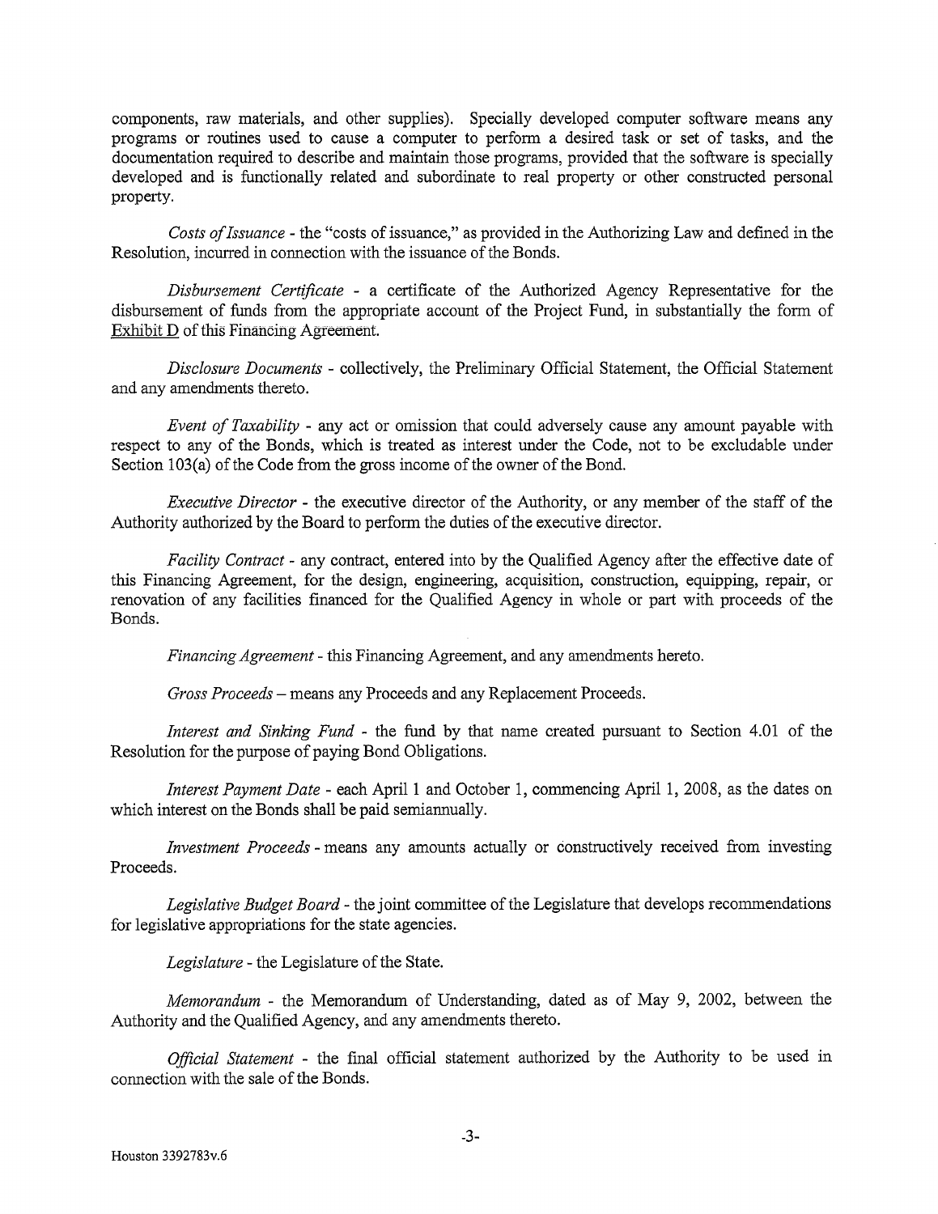components, raw materials, and other supplies). Specially developed computer software means any programs or routines used to cause a computer to perform a desired task or set of tasks, and the documentation required to describe and maintain those programs, provided that the software is specially developed and is functionally related and subordinate to real property or other constructed personal property.

*Costs of Issuance* - the "costs of issuance," as provided in the Authorizing Law and defined in the Resolution, incurred in connection with the issuance of the Bonds.

*Disbursement Certificate* - a certificate of the Authorized Agency Representative for the disbursement of funds from the appropriate account of the Project Fund, in substantially the form of Exhibit D of this Financing Agreement.

*Disclosure Documents* - collectively, the Preliminary Official Statement, the Official Statement and any amendments thereto.

*Event of Taxability* - any act or omission that could adversely cause any amount payable with respect to any of the Bonds, which is treated as interest under the Code, not to be excludable under Section 103(a) of the Code from the gross income of the owner of the Bond.

*Executive Director* - the executive director of the Authority, or any member of the staff of the Authority authorized by the Board to perform the duties of the executive director.

*Facility Contract* - any contract, entered into by the Qualified Agency after the effective date of this Financing Agreement, for the design, engineering, acquisition, construction, equipping, repair, or renovation of any facilities financed for the Qualified Agency in whole or part with proceeds of the Bonds.

*Financing Agreement* - this Financing Agreement, and any amendments hereto.

*Gross Proceeds* – means any Proceeds and any Replacement Proceeds.

*Interest and Sinking Fund* - the fund by that name created pursuant to Section 4.01 of the Resolution for the purpose of paying Bond Obligations.

*Interest Payment Date* - each April 1 and October 1, commencing April 1, 2008, as the dates on which interest on the Bonds shall be paid semiannually.

*Investment Proceeds* - means any amounts actually or constructively received from investing Proceeds.

*Legislative Budget Board* - the joint committee of the Legislature that develops recommendations for legislative appropriations for the state agencies.

*Legislature* - the Legislature of the State.

*Memorandum* - the Memorandum of Understanding, dated as of May 9, 2002, between the Authority and the Qualified Agency, and any amendments thereto.

*Official Statement* - the final official statement authorized by the Authority to be used in connection with the sale of the Bonds.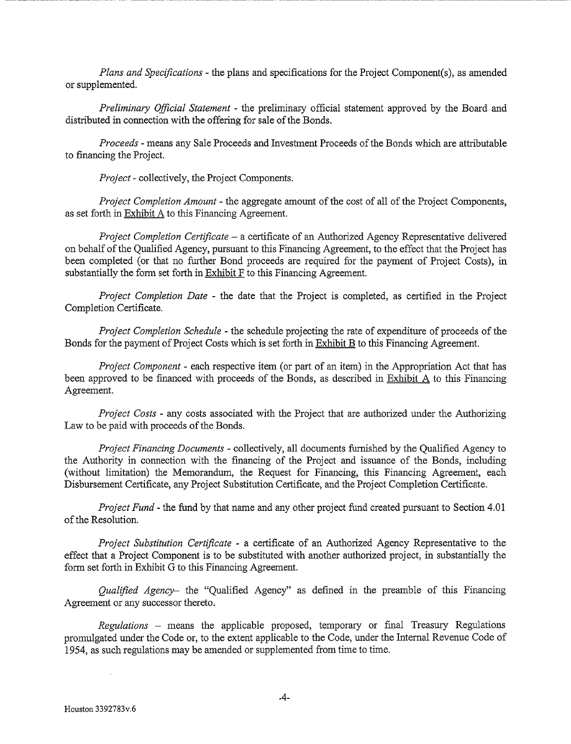*Plans and Specifications* - the plans and specifications for the Project Component(s), as amended or supplemented.

*Preliminary Official Statement* - the preliminary official statement approved by the Board and distributed in connection with the offering for sale of the Bonds.

*Proceeds* - means any Sale Proceeds and Investment Proceeds of the Bonds which are attributable to financing the Project.

*Project* - collectively, the Project Components.

*Project Completion Amount* - the aggregate amount of the cost of all of the Project Components, as set forth in Exhibit A to this Financing Agreement.

*Project Completion Certificate* – a certificate of an Authorized Agency Representative delivered on behalf of the Qualified Agency, pursuant to this Financing Agreement, to the effect that the Project has been completed (or that no further Bond proceeds are required for the payment of Project Costs), in substantially the form set forth in Exhibit F to this Financing Agreement.

*Project Completion Date* - the date that the Project is completed, as certified in the Project Completion Certificate.

*Project Completion Schedule* - the schedule projecting the rate of expenditure of proceeds of the Bonds for the payment of Project Costs which is set forth in Exhibit B to this Financing Agreement.

*Project Component* - each respective item (or part of an item) in the Appropriation Act that has been approved to be financed with proceeds of the Bonds, as described in Exhibit A to this Financing Agreement.

*Project Costs* - any costs associated with the Project that are authorized under the Authorizing Law to be paid with proceeds of the Bonds.

*Project Financing Documents* - collectively, all documents furnished by the Qualified Agency to the Authority in connection with the financing of the Project and issuance of the Bonds, including (without limitation) the Memorandum, the Request for Financing, this Financing Agreement, each Disbursement Certificate, any Project Substitution Certificate, and the Project Completion Certificate.

*Project Fund* - the fund by that name and any other project fund created pursuant to Section 4.01 of the Resolution.

*Project Substitution Certificate* - a certificate of an Authorized Agency Representative to the effect that a Project Component is to be substituted with another authorized project, in substantially the form set forth in Exhibit G to this Financing Agreement.

*Qualified Agency*– the "Qualified Agency" as defined in the preamble of this Financing Agreement or any successor thereto.

*Regulations* – means the applicable proposed, temporary or final Treasury Regulations promulgated under the Code or, to the extent applicable to the Code, under the Internal Revenue Code of 1954, as such regulations may be amended or supplemented from time to time.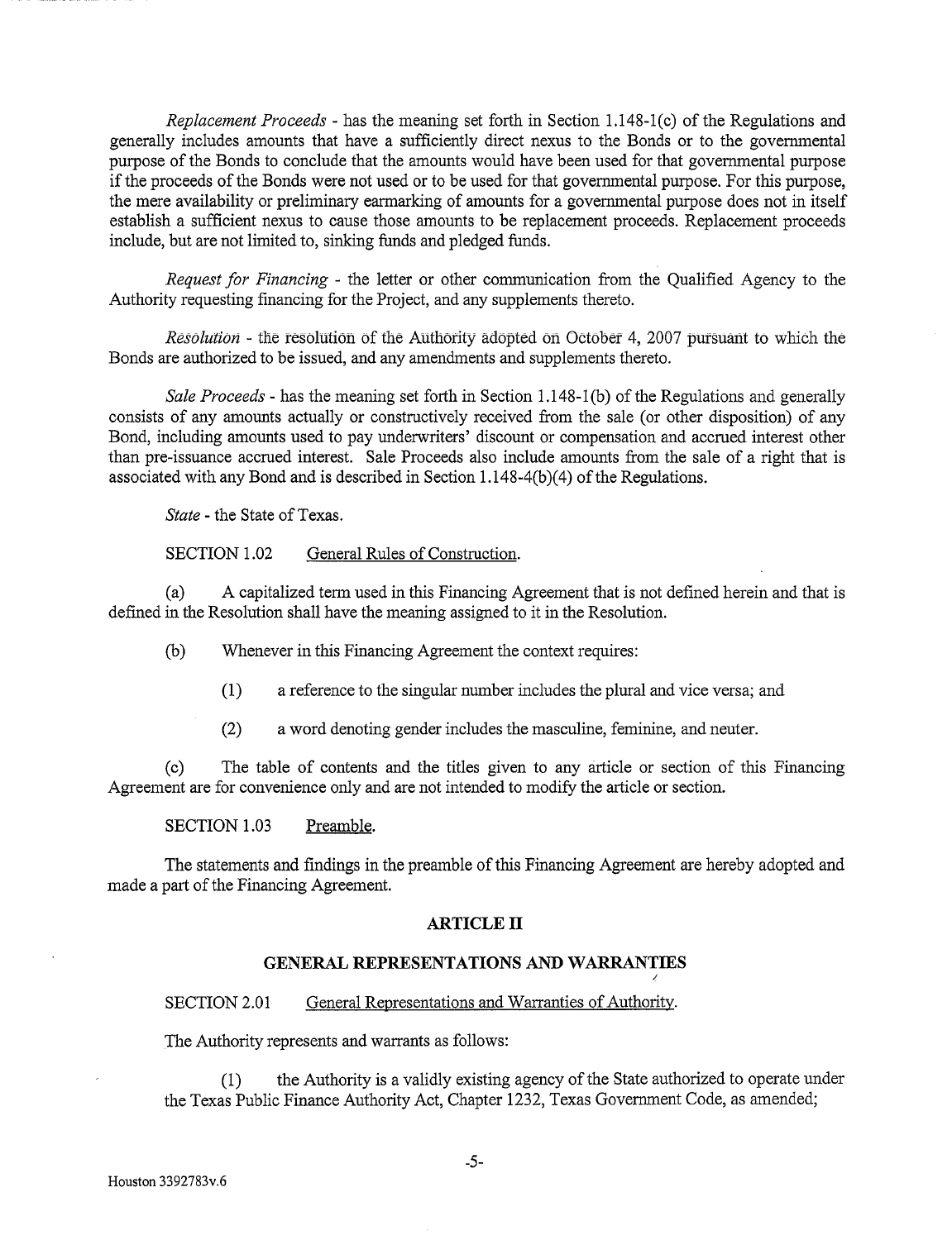*Replacement Proceeds* - has the meaning set forth in Section 1.148-1(c) of the Regulations and generally includes amounts that have a sufficiently direct nexus to the Bonds or to the governmental purpose of the Bonds to conclude that the amounts would have been used for that governmental purpose if the proceeds of the Bonds were not used or to be used for that governmental purpose. For this purpose, the mere availability or preliminary earmarking of amounts for a governmental purpose does not in itself establish a sufficient nexus to cause those amounts to be replacement proceeds. Replacement proceeds include, but are not limited to, sinking funds and pledged funds.

*Request for Financing* - the letter or other communication from the Qualified Agency to the Authority requesting financing for the Project, and any supplements thereto.

*Resolution* - the resolution of the Authority adopted on October 4, 2007 pursuant to which the Bonds are authorized to be issued, and any amendments and supplements thereto.

*Sale Proceeds* - has the meaning set forth in Section 1.148-1(b) of the Regulations and generally consists of any amounts actually or constructively received from the sale (or other disposition) of any Bond, including amounts used to pay underwriters' discount or compensation and accrued interest other than pre-issuance accrued interest. Sale Proceeds also include amounts from the sale of a right that is associated with any Bond and is described in Section 1.148-4(b)(4) of the Regulations.

*State* - the State of Texas.

SECTION 1.02 General Rules of Construction.

(a) A capitalized term used in this Financing Agreement that is not defined herein and that is defined in the Resolution shall have the meaning assigned to it in the Resolution.

(b) Whenever in this Financing Agreement the context requires:

(1) a reference to the singular number includes the plural and vice versa; and

(2) a word denoting gender includes the masculine, feminine, and neuter.

(c) The table of contents and the titles given to any article or section of this Financing Agreement are for convenience only and are not intended to modify the article or section.

SECTION 1.03 Preamble.

The statements and findings in the preamble of this Financing Agreement are hereby adopted and made a part of the Financing Agreement.

## ARTICLE II

## GENERAL REPRESENTATIONS AND WARRANTIES

SECTION 2.01 General Representations and Warranties of Authority.

The Authority represents and warrants as follows:

(1) the Authority is a validly existing agency of the State authorized to operate under the Texas Public Finance Authority Act, Chapter 1232, Texas Government Code, as amended;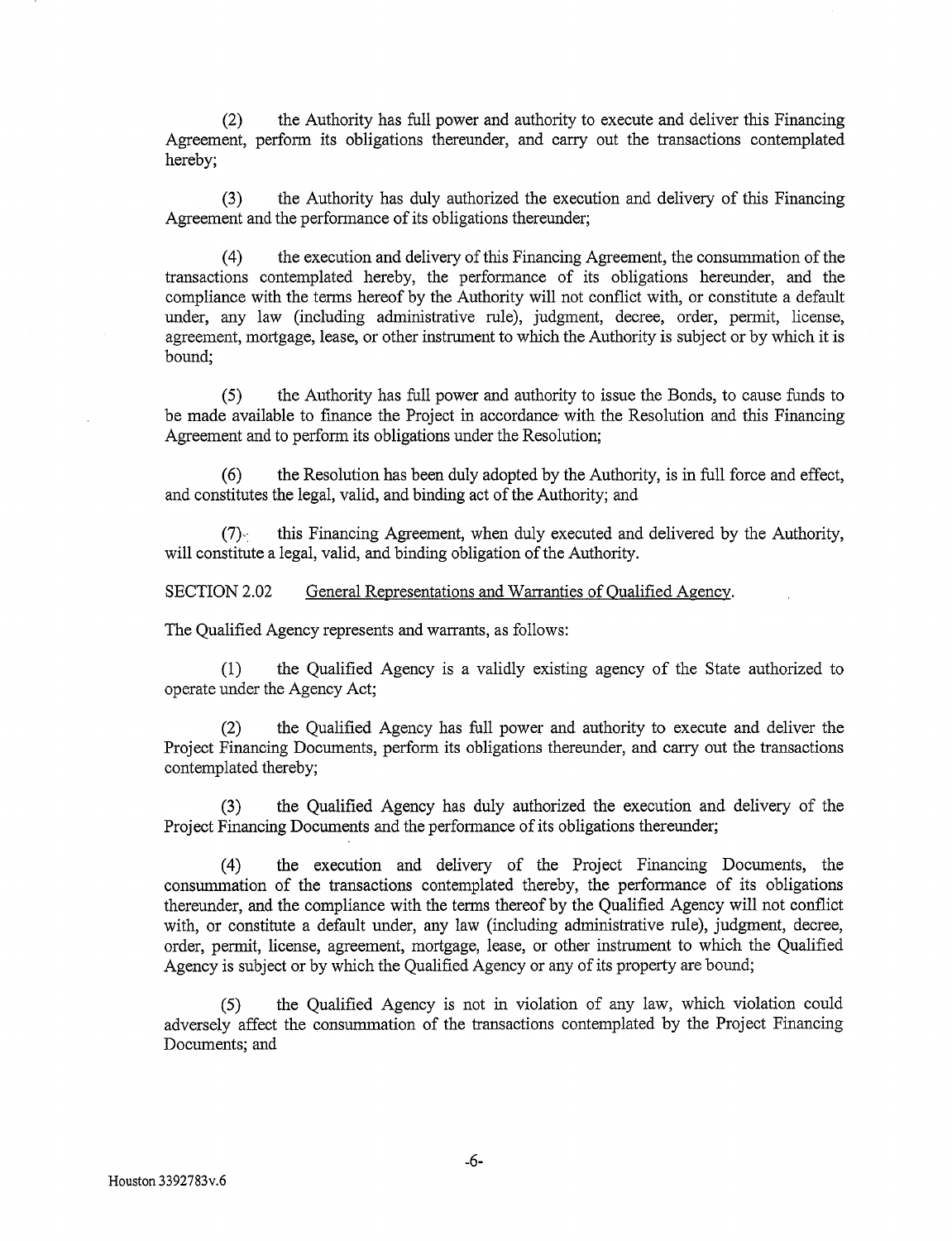(2) the Authority has full power and authority to execute and deliver this Financing Agreement, perform its obligations thereunder, and carry out the transactions contemplated hereby;

(3) the Authority has duly authorized the execution and delivery of this Financing Agreement and the performance of its obligations thereunder;

(4) the execution and delivery of this Financing Agreement, the consummation of the transactions contemplated hereby, the performance of its obligations hereunder, and the compliance with the terms hereof by the Authority will not conflict with, or constitute a default under, any law (including administrative rule), judgment, decree, order, permit, license, agreement, mortgage, lease, or other instrument to which the Authority is subject or by which it is bound;

(5) the Authority has full power and authority to issue the Bonds, to cause funds to be made available to finance the Project in accordance with the Resolution and this Financing Agreement and to perform its obligations under the Resolution;

(6) the Resolution has been duly adopted by the Authority, is in full force and effect, and constitutes the legal, valid, and binding act of the Authority; and

(7) this Financing Agreement, when duly executed and delivered by the Authority, will constitute a legal, valid, and binding obligation of the Authority.

SECTION 2.02 General Representations and Warranties of Qualified Agency.

The Qualified Agency represents and warrants, as follows:

(1) the Qualified Agency is a validly existing agency of the State authorized to operate under the Agency Act;

(2) the Qualified Agency has full power and authority to execute and deliver the Project Financing Documents, perform its obligations thereunder, and carry out the transactions contemplated thereby;

(3) the Qualified Agency has duly authorized the execution and delivery of the Project Financing Documents and the performance of its obligations thereunder;

(4) the execution and delivery of the Project Financing Documents, the consummation of the transactions contemplated thereby, the performance of its obligations thereunder, and the compliance with the terms thereof by the Qualified Agency will not conflict with, or constitute a default under, any law (including administrative rule), judgment, decree, order, permit, license, agreement, mortgage, lease, or other instrument to which the Qualified Agency is subject or by which the Qualified Agency or any of its property are bound;

(5) the Qualified Agency is not in violation of any law, which violation could adversely affect the consummation of the transactions contemplated by the Project Financing Documents; and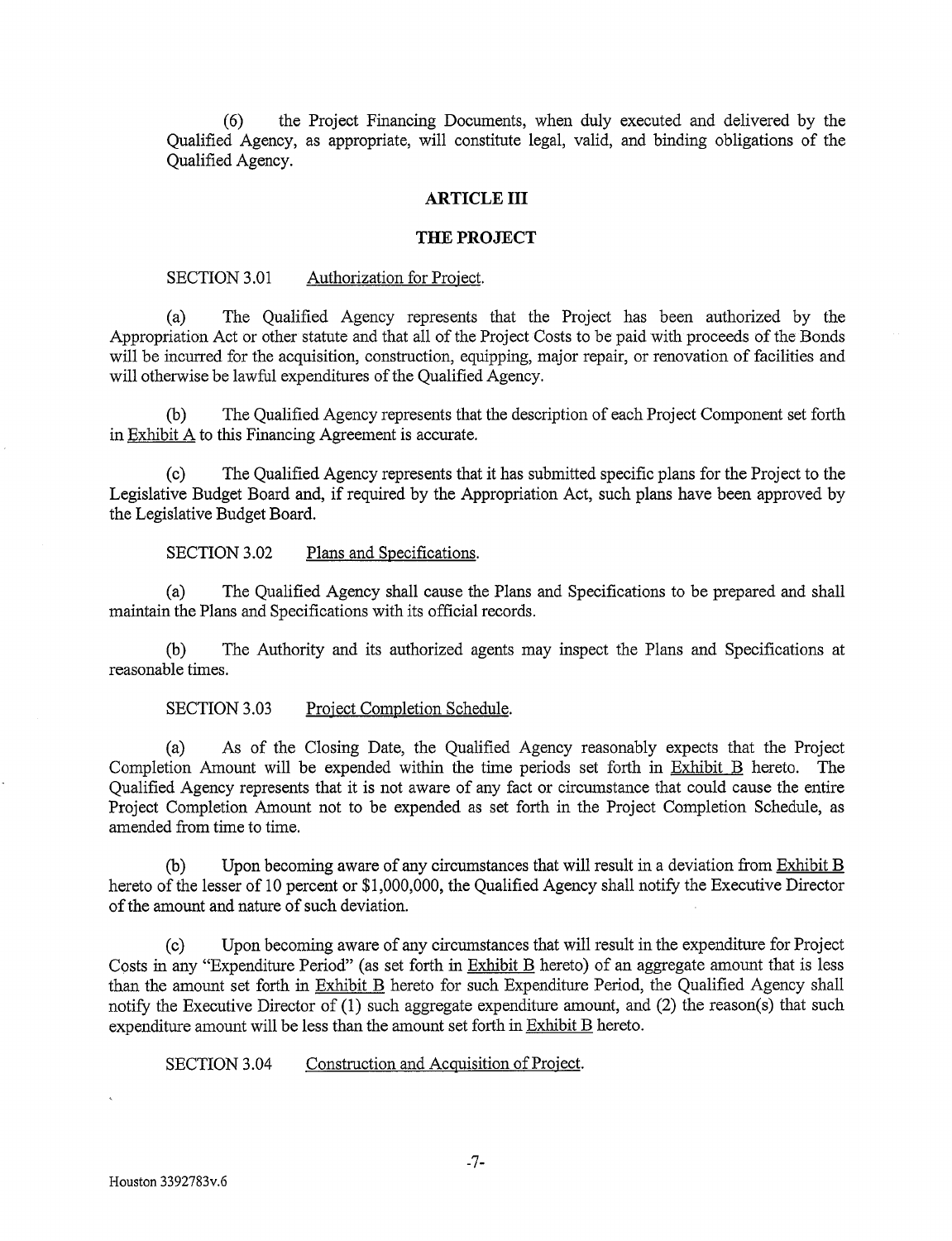(6) the Project Financing Documents, when duly executed and delivered by the Qualified Agency, as appropriate, will constitute legal, valid, and binding obligations of the Qualified Agency.

## ARTICLE III

## THE PROJECT

SECTION 3.01 Authorization for Project.

(a) The Qualified Agency represents that the Project has been authorized by the Appropriation Act or other statute and that all of the Project Costs to be paid with proceeds of the Bonds will be incurred for the acquisition, construction, equipping, major repair, or renovation of facilities and will otherwise be lawful expenditures of the Qualified Agency.

(b) The Qualified Agency represents that the description of each Project Component set forth in Exhibit A to this Financing Agreement is accurate.

(c) The Qualified Agency represents that it has submitted specific plans for the Project to the Legislative Budget Board and, if required by the Appropriation Act, such plans have been approved by the Legislative Budget Board.

SECTION 3.02 Plans and Specifications.

(a) The Qualified Agency shall cause the Plans and Specifications to be prepared and shall maintain the Plans and Specifications with its official records.

(b) The Authority and its authorized agents may inspect the Plans and Specifications at reasonable times.

SECTION 3.03 Project Completion Schedule.

(a) As of the Closing Date, the Qualified Agency reasonably expects that the Project Completion Amount will be expended within the time periods set forth in Exhibit B hereto. The Qualified Agency represents that it is not aware of any fact or circumstance that could cause the entire Project Completion Amount not to be expended as set forth in the Project Completion Schedule, as amended from time to time.

(b) Upon becoming aware of any circumstances that will result in a deviation from Exhibit B hereto of the lesser of 10 percent or $1,000,000, the Qualified Agency shall notify the Executive Director of the amount and nature of such deviation.

(c) Upon becoming aware of any circumstances that will result in the expenditure for Project Costs in any "Expenditure Period" (as set forth in Exhibit B hereto) of an aggregate amount that is less than the amount set forth in Exhibit B hereto for such Expenditure Period, the Qualified Agency shall notify the Executive Director of (1) such aggregate expenditure amount, and (2) the reason(s) that such expenditure amount will be less than the amount set forth in Exhibit B hereto.

SECTION 3.04 Construction and Acquisition of Project.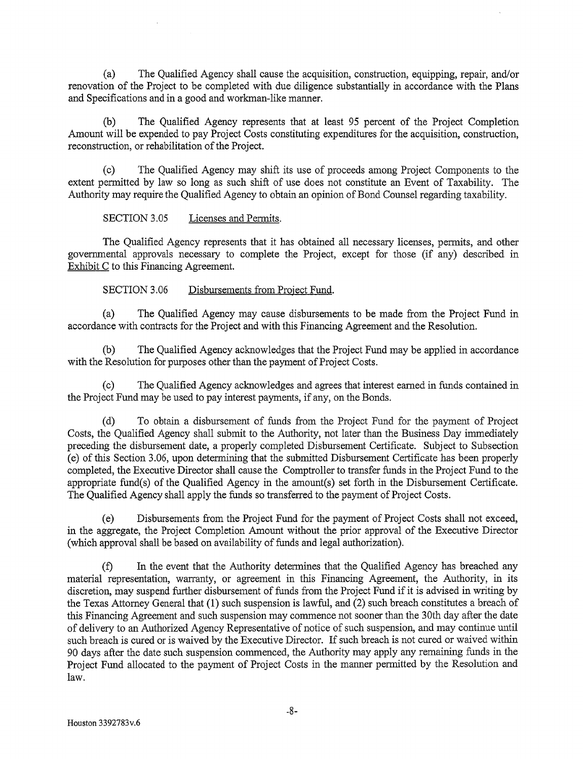(a) The Qualified Agency shall cause the acquisition, construction, equipping, repair, and/or renovation of the Project to be completed with due diligence substantially in accordance with the Plans and Specifications and in a good and workman-like manner.

(b) The Qualified Agency represents that at least 95 percent of the Project Completion Amount will be expended to pay Project Costs constituting expenditures for the acquisition, construction, reconstruction, or rehabilitation of the Project.

(c) The Qualified Agency may shift its use of proceeds among Project Components to the extent permitted by law so long as such shift of use does not constitute an Event of Taxability. The Authority may require the Qualified Agency to obtain an opinion of Bond Counsel regarding taxability.

SECTION 3.05 Licenses and Permits.

The Qualified Agency represents that it has obtained all necessary licenses, permits, and other governmental approvals necessary to complete the Project, except for those (if any) described in Exhibit C to this Financing Agreement.

SECTION 3.06 Disbursements from Project Fund.

(a) The Qualified Agency may cause disbursements to be made from the Project Fund in accordance with contracts for the Project and with this Financing Agreement and the Resolution.

(b) The Qualified Agency acknowledges that the Project Fund may be applied in accordance with the Resolution for purposes other than the payment of Project Costs.

(c) The Qualified Agency acknowledges and agrees that interest earned in funds contained in the Project Fund may be used to pay interest payments, if any, on the Bonds.

(d) To obtain a disbursement of funds from the Project Fund for the payment of Project Costs, the Qualified Agency shall submit to the Authority, not later than the Business Day immediately preceding the disbursement date, a properly completed Disbursement Certificate. Subject to Subsection (e) of this Section 3.06, upon determining that the submitted Disbursement Certificate has been properly completed, the Executive Director shall cause the Comptroller to transfer funds in the Project Fund to the appropriate fund(s) of the Qualified Agency in the amount(s) set forth in the Disbursement Certificate. The Qualified Agency shall apply the funds so transferred to the payment of Project Costs.

(e) Disbursements from the Project Fund for the payment of Project Costs shall not exceed, in the aggregate, the Project Completion Amount without the prior approval of the Executive Director (which approval shall be based on availability of funds and legal authorization).

(f) In the event that the Authority determines that the Qualified Agency has breached any material representation, warranty, or agreement in this Financing Agreement, the Authority, in its discretion, may suspend further disbursement of funds from the Project Fund if it is advised in writing by the Texas Attorney General that (1) such suspension is lawful, and (2) such breach constitutes a breach of this Financing Agreement and such suspension may commence not sooner than the 30th day after the date of delivery to an Authorized Agency Representative of notice of such suspension, and may continue until such breach is cured or is waived by the Executive Director. If such breach is not cured or waived within 90 days after the date such suspension commenced, the Authority may apply any remaining funds in the Project Fund allocated to the payment of Project Costs in the manner permitted by the Resolution and law.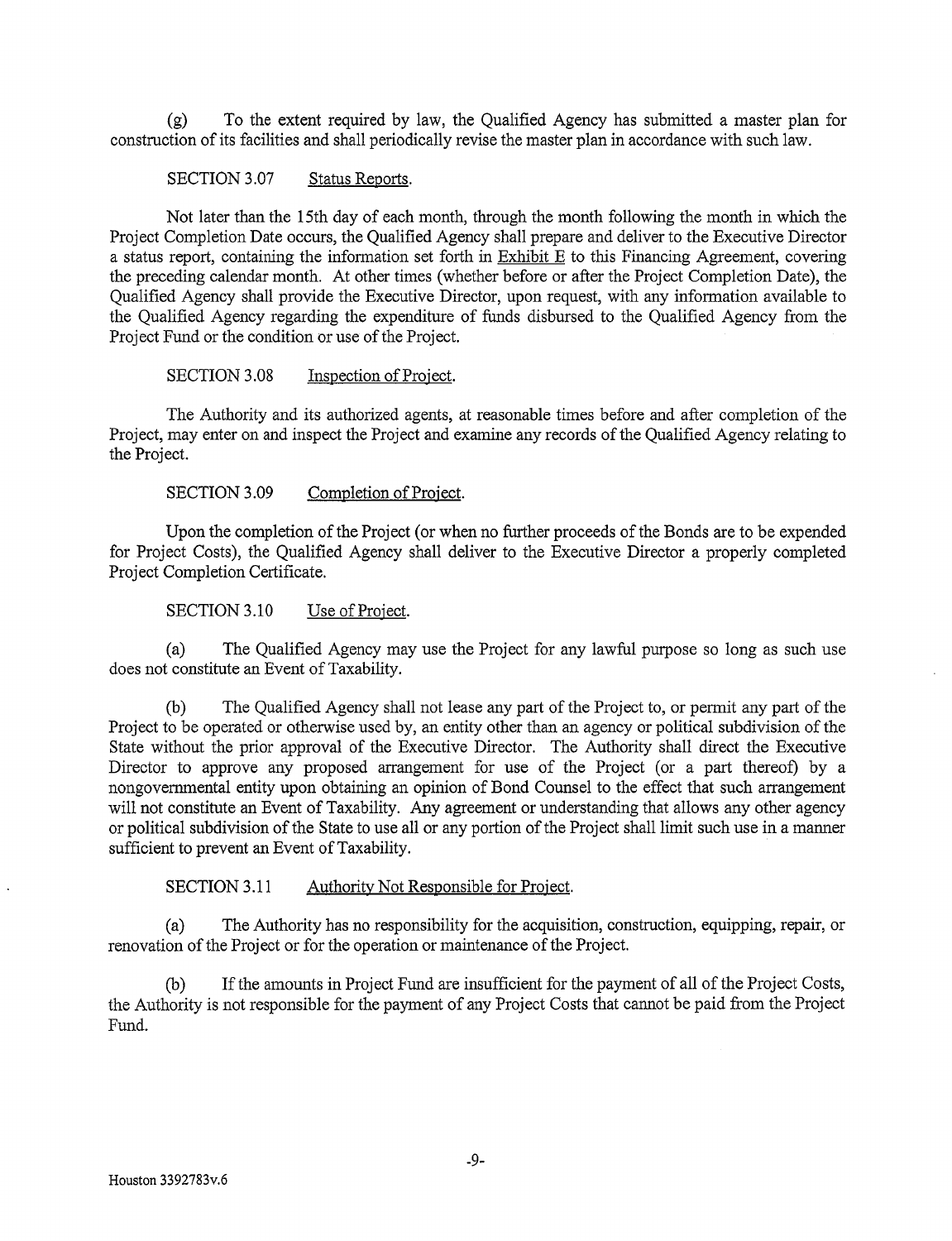(g) To the extent required by law, the Qualified Agency has submitted a master plan for construction of its facilities and shall periodically revise the master plan in accordance with such law.

SECTION 3.07 Status Reports.

Not later than the 15th day of each month, through the month following the month in which the Project Completion Date occurs, the Qualified Agency shall prepare and deliver to the Executive Director a status report, containing the information set forth in Exhibit E to this Financing Agreement, covering the preceding calendar month. At other times (whether before or after the Project Completion Date), the Qualified Agency shall provide the Executive Director, upon request, with any information available to the Qualified Agency regarding the expenditure of funds disbursed to the Qualified Agency from the Project Fund or the condition or use of the Project.

SECTION 3.08 Inspection of Project.

The Authority and its authorized agents, at reasonable times before and after completion of the Project, may enter on and inspect the Project and examine any records of the Qualified Agency relating to the Project.

SECTION 3.09 Completion of Project.

Upon the completion of the Project (or when no further proceeds of the Bonds are to be expended for Project Costs), the Qualified Agency shall deliver to the Executive Director a properly completed Project Completion Certificate.

SECTION 3.10 Use of Project.

(a) The Qualified Agency may use the Project for any lawful purpose so long as such use does not constitute an Event of Taxability.

(b) The Qualified Agency shall not lease any part of the Project to, or permit any part of the Project to be operated or otherwise used by, an entity other than an agency or political subdivision of the State without the prior approval of the Executive Director. The Authority shall direct the Executive Director to approve any proposed arrangement for use of the Project (or a part thereof) by a nongovernmental entity upon obtaining an opinion of Bond Counsel to the effect that such arrangement will not constitute an Event of Taxability. Any agreement or understanding that allows any other agency or political subdivision of the State to use all or any portion of the Project shall limit such use in a manner sufficient to prevent an Event of Taxability.

SECTION 3.11 Authority Not Responsible for Project.

(a) The Authority has no responsibility for the acquisition, construction, equipping, repair, or renovation of the Project or for the operation or maintenance of the Project.

(b) If the amounts in Project Fund are insufficient for the payment of all of the Project Costs, the Authority is not responsible for the payment of any Project Costs that cannot be paid from the Project Fund.

Houston 3392783v.6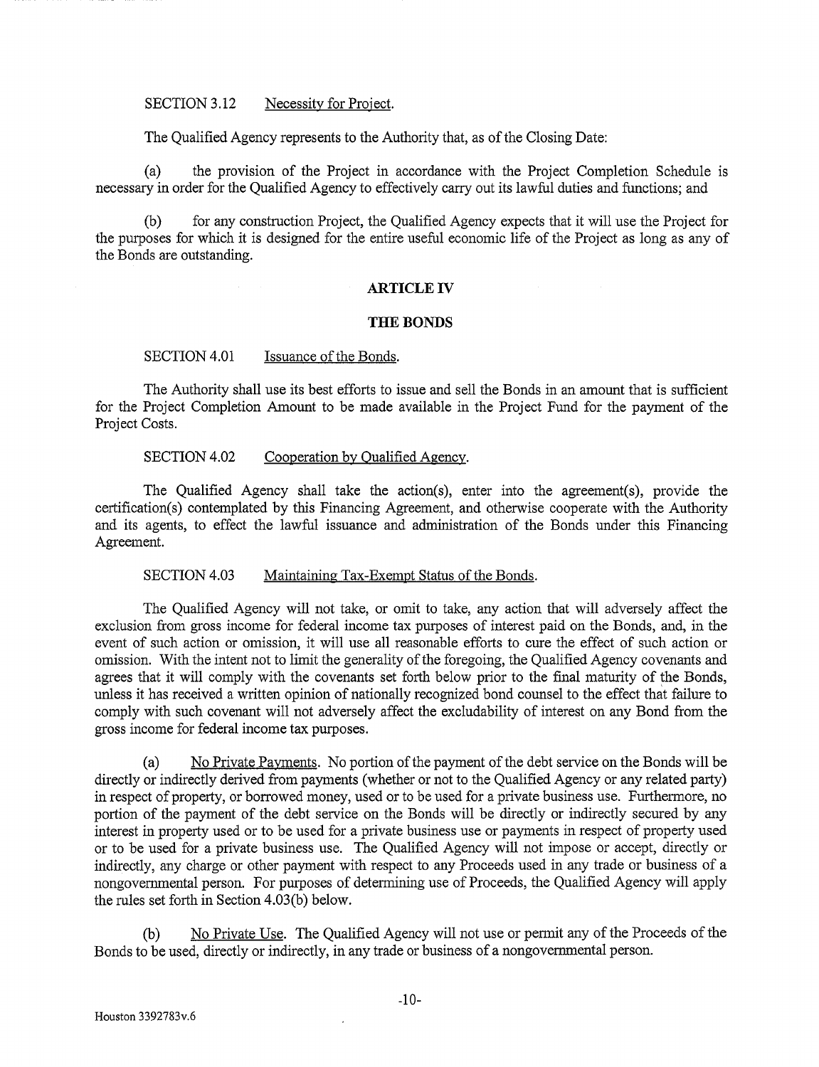SECTION 3.12 Necessity for Project.

The Qualified Agency represents to the Authority that, as of the Closing Date:

(a) the provision of the Project in accordance with the Project Completion Schedule is necessary in order for the Qualified Agency to effectively carry out its lawful duties and functions; and

(b) for any construction Project, the Qualified Agency expects that it will use the Project for the purposes for which it is designed for the entire useful economic life of the Project as long as any of the Bonds are outstanding.

## ARTICLE IV

## THE BONDS

SECTION 4.01 Issuance of the Bonds.

The Authority shall use its best efforts to issue and sell the Bonds in an amount that is sufficient for the Project Completion Amount to be made available in the Project Fund for the payment of the Project Costs.

SECTION 4.02 Cooperation by Qualified Agency.

The Qualified Agency shall take the action(s), enter into the agreement(s), provide the certification(s) contemplated by this Financing Agreement, and otherwise cooperate with the Authority and its agents, to effect the lawful issuance and administration of the Bonds under this Financing Agreement.

SECTION 4.03 Maintaining Tax-Exempt Status of the Bonds.

The Qualified Agency will not take, or omit to take, any action that will adversely affect the exclusion from gross income for federal income tax purposes of interest paid on the Bonds, and, in the event of such action or omission, it will use all reasonable efforts to cure the effect of such action or omission. With the intent not to limit the generality of the foregoing, the Qualified Agency covenants and agrees that it will comply with the covenants set forth below prior to the final maturity of the Bonds, unless it has received a written opinion of nationally recognized bond counsel to the effect that failure to comply with such covenant will not adversely affect the excludability of interest on any Bond from the gross income for federal income tax purposes.

(a) No Private Payments. No portion of the payment of the debt service on the Bonds will be directly or indirectly derived from payments (whether or not to the Qualified Agency or any related party) in respect of property, or borrowed money, used or to be used for a private business use. Furthermore, no portion of the payment of the debt service on the Bonds will be directly or indirectly secured by any interest in property used or to be used for a private business use or payments in respect of property used or to be used for a private business use. The Qualified Agency will not impose or accept, directly or indirectly, any charge or other payment with respect to any Proceeds used in any trade or business of a nongovernmental person. For purposes of determining use of Proceeds, the Qualified Agency will apply the rules set forth in Section 4.03(b) below.

(b) No Private Use. The Qualified Agency will not use or permit any of the Proceeds of the Bonds to be used, directly or indirectly, in any trade or business of a nongovernmental person.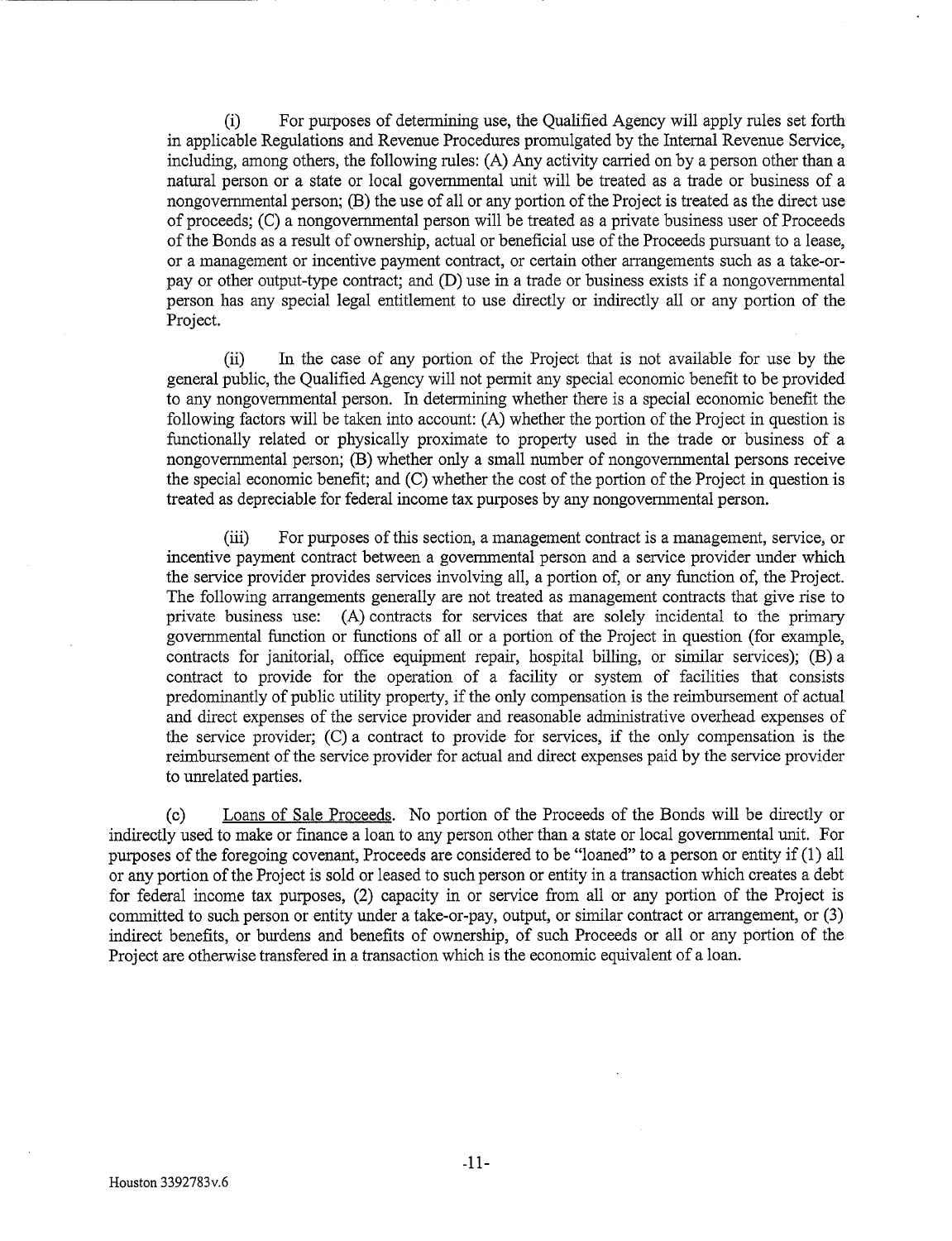(i) For purposes of determining use, the Qualified Agency will apply rules set forth in applicable Regulations and Revenue Procedures promulgated by the Internal Revenue Service, including, among others, the following rules: (A) Any activity carried on by a person other than a natural person or a state or local governmental unit will be treated as a trade or business of a nongovernmental person; (B) the use of all or any portion of the Project is treated as the direct use of proceeds; (C) a nongovernmental person will be treated as a private business user of Proceeds of the Bonds as a result of ownership, actual or beneficial use of the Proceeds pursuant to a lease, or a management or incentive payment contract, or certain other arrangements such as a take-or-pay or other output-type contract; and (D) use in a trade or business exists if a nongovernmental person has any special legal entitlement to use directly or indirectly all or any portion of the Project.

(ii) In the case of any portion of the Project that is not available for use by the general public, the Qualified Agency will not permit any special economic benefit to be provided to any nongovernmental person. In determining whether there is a special economic benefit the following factors will be taken into account: (A) whether the portion of the Project in question is functionally related or physically proximate to property used in the trade or business of a nongovernmental person; (B) whether only a small number of nongovernmental persons receive the special economic benefit; and (C) whether the cost of the portion of the Project in question is treated as depreciable for federal income tax purposes by any nongovernmental person.

(iii) For purposes of this section, a management contract is a management, service, or incentive payment contract between a governmental person and a service provider under which the service provider provides services involving all, a portion of, or any function of, the Project. The following arrangements generally are not treated as management contracts that give rise to private business use: (A) contracts for services that are solely incidental to the primary governmental function or functions of all or a portion of the Project in question (for example, contracts for janitorial, office equipment repair, hospital billing, or similar services); (B) a contract to provide for the operation of a facility or system of facilities that consists predominantly of public utility property, if the only compensation is the reimbursement of actual and direct expenses of the service provider and reasonable administrative overhead expenses of the service provider; (C) a contract to provide for services, if the only compensation is the reimbursement of the service provider for actual and direct expenses paid by the service provider to unrelated parties.

(c) Loans of Sale Proceeds. No portion of the Proceeds of the Bonds will be directly or indirectly used to make or finance a loan to any person other than a state or local governmental unit. For purposes of the foregoing covenant, Proceeds are considered to be "loaned" to a person or entity if (1) all or any portion of the Project is sold or leased to such person or entity in a transaction which creates a debt for federal income tax purposes, (2) capacity in or service from all or any portion of the Project is committed to such person or entity under a take-or-pay, output, or similar contract or arrangement, or (3) indirect benefits, or burdens and benefits of ownership, of such Proceeds or all or any portion of the Project are otherwise transfered in a transaction which is the economic equivalent of a loan.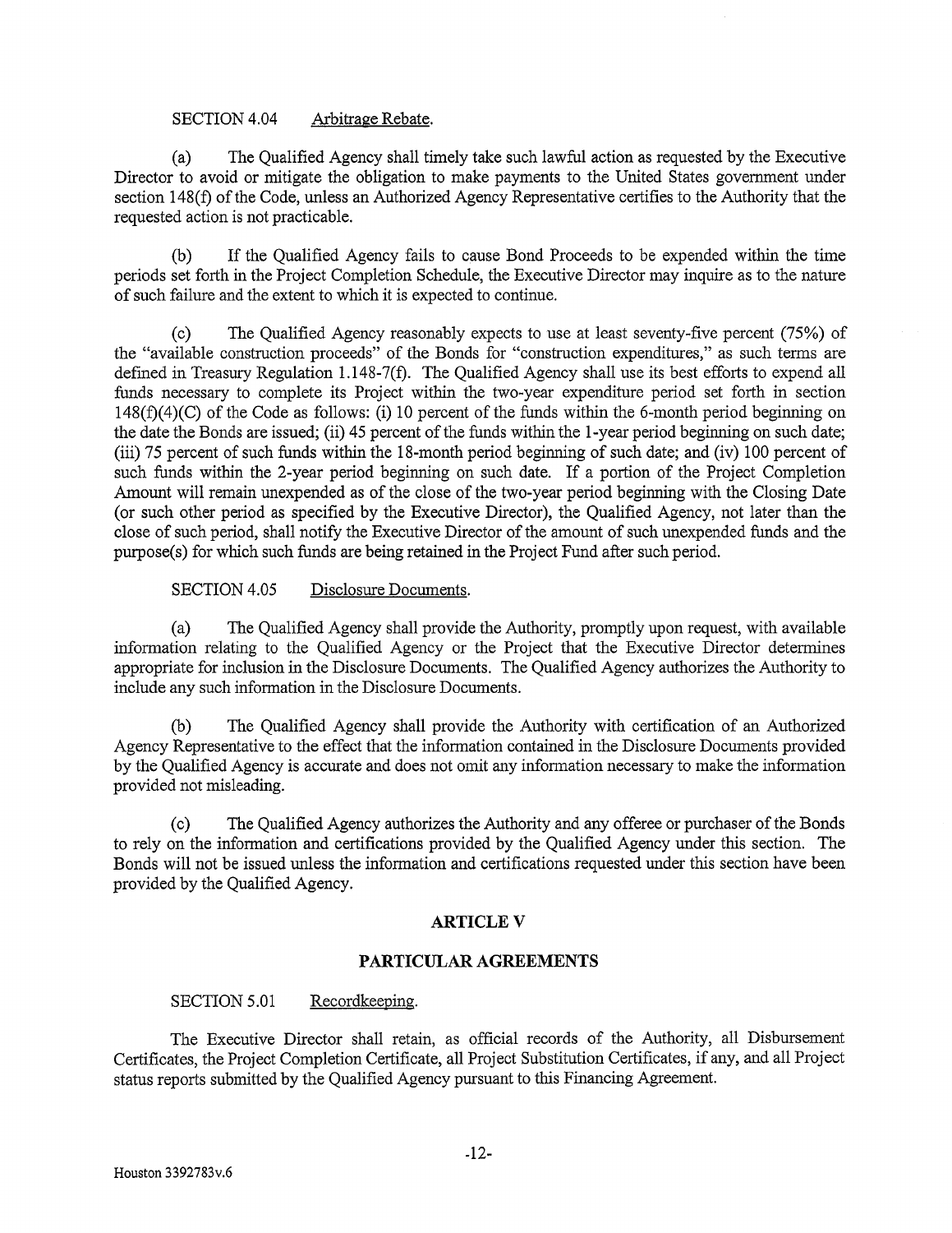SECTION 4.04 Arbitrage Rebate.

(a) The Qualified Agency shall timely take such lawful action as requested by the Executive Director to avoid or mitigate the obligation to make payments to the United States government under section 148(f) of the Code, unless an Authorized Agency Representative certifies to the Authority that the requested action is not practicable.

(b) If the Qualified Agency fails to cause Bond Proceeds to be expended within the time periods set forth in the Project Completion Schedule, the Executive Director may inquire as to the nature of such failure and the extent to which it is expected to continue.

(c) The Qualified Agency reasonably expects to use at least seventy-five percent (75%) of the "available construction proceeds" of the Bonds for "construction expenditures," as such terms are defined in Treasury Regulation 1.148-7(f). The Qualified Agency shall use its best efforts to expend all funds necessary to complete its Project within the two-year expenditure period set forth in section 148(f)(4)(C) of the Code as follows: (i) 10 percent of the funds within the 6-month period beginning on the date the Bonds are issued; (ii) 45 percent of the funds within the 1-year period beginning on such date; (iii) 75 percent of such funds within the 18-month period beginning of such date; and (iv) 100 percent of such funds within the 2-year period beginning on such date. If a portion of the Project Completion Amount will remain unexpended as of the close of the two-year period beginning with the Closing Date (or such other period as specified by the Executive Director), the Qualified Agency, not later than the close of such period, shall notify the Executive Director of the amount of such unexpended funds and the purpose(s) for which such funds are being retained in the Project Fund after such period.

SECTION 4.05 Disclosure Documents.

(a) The Qualified Agency shall provide the Authority, promptly upon request, with available information relating to the Qualified Agency or the Project that the Executive Director determines appropriate for inclusion in the Disclosure Documents. The Qualified Agency authorizes the Authority to include any such information in the Disclosure Documents.

(b) The Qualified Agency shall provide the Authority with certification of an Authorized Agency Representative to the effect that the information contained in the Disclosure Documents provided by the Qualified Agency is accurate and does not omit any information necessary to make the information provided not misleading.

(c) The Qualified Agency authorizes the Authority and any offeree or purchaser of the Bonds to rely on the information and certifications provided by the Qualified Agency under this section. The Bonds will not be issued unless the information and certifications requested under this section have been provided by the Qualified Agency.

## ARTICLE V

## PARTICULAR AGREEMENTS

SECTION 5.01 Recordkeeping.

The Executive Director shall retain, as official records of the Authority, all Disbursement Certificates, the Project Completion Certificate, all Project Substitution Certificates, if any, and all Project status reports submitted by the Qualified Agency pursuant to this Financing Agreement.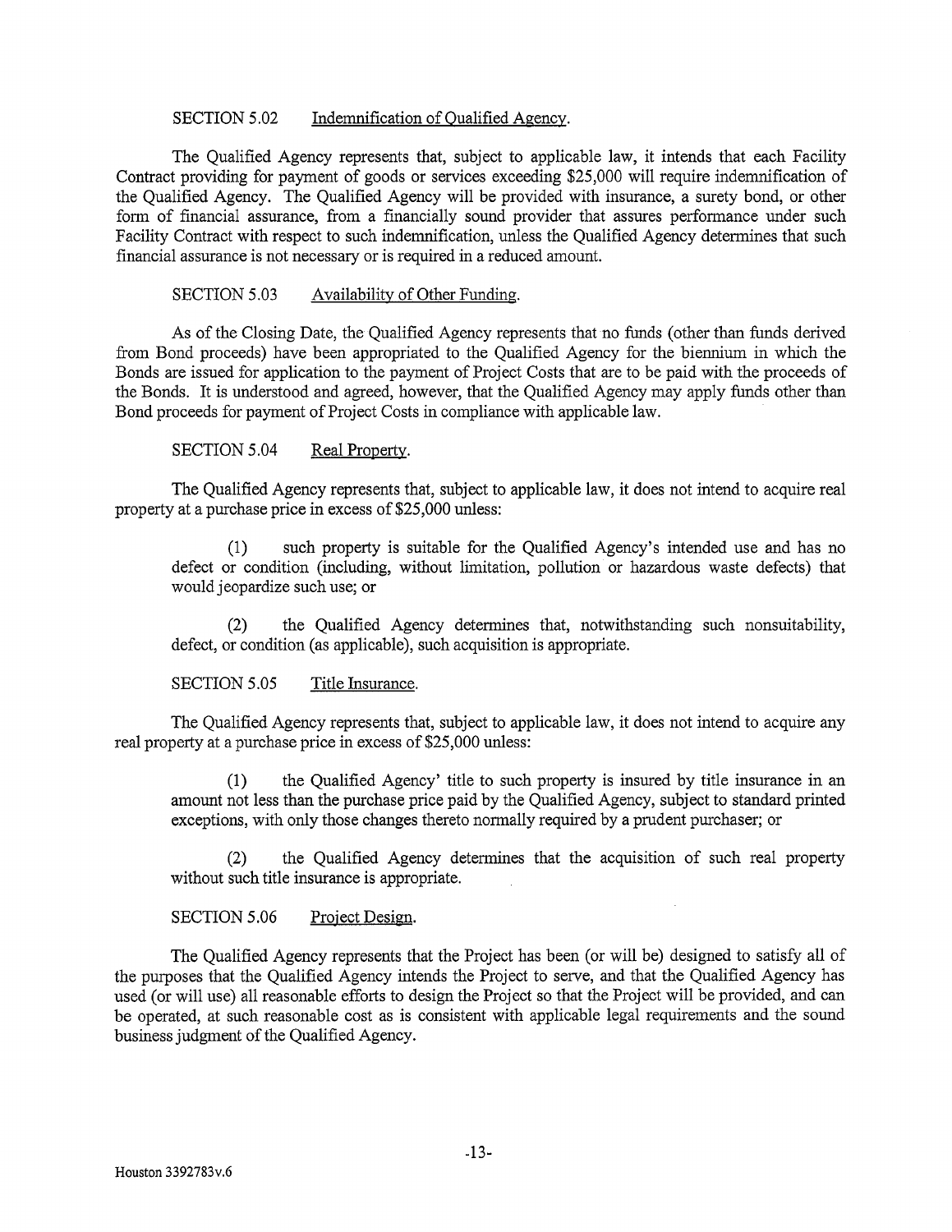SECTION 5.02 Indemnification of Qualified Agency.

The Qualified Agency represents that, subject to applicable law, it intends that each Facility Contract providing for payment of goods or services exceeding $25,000 will require indemnification of the Qualified Agency. The Qualified Agency will be provided with insurance, a surety bond, or other form of financial assurance, from a financially sound provider that assures performance under such Facility Contract with respect to such indemnification, unless the Qualified Agency determines that such financial assurance is not necessary or is required in a reduced amount.

SECTION 5.03 Availability of Other Funding.

As of the Closing Date, the Qualified Agency represents that no funds (other than funds derived from Bond proceeds) have been appropriated to the Qualified Agency for the biennium in which the Bonds are issued for application to the payment of Project Costs that are to be paid with the proceeds of the Bonds. It is understood and agreed, however, that the Qualified Agency may apply funds other than Bond proceeds for payment of Project Costs in compliance with applicable law.

SECTION 5.04 Real Property.

The Qualified Agency represents that, subject to applicable law, it does not intend to acquire real property at a purchase price in excess of $25,000 unless:

(1) such property is suitable for the Qualified Agency's intended use and has no defect or condition (including, without limitation, pollution or hazardous waste defects) that would jeopardize such use; or

(2) the Qualified Agency determines that, notwithstanding such nonsuitability, defect, or condition (as applicable), such acquisition is appropriate.

SECTION 5.05 Title Insurance.

The Qualified Agency represents that, subject to applicable law, it does not intend to acquire any real property at a purchase price in excess of $25,000 unless:

(1) the Qualified Agency' title to such property is insured by title insurance in an amount not less than the purchase price paid by the Qualified Agency, subject to standard printed exceptions, with only those changes thereto normally required by a prudent purchaser; or

(2) the Qualified Agency determines that the acquisition of such real property without such title insurance is appropriate.

SECTION 5.06 Project Design.

The Qualified Agency represents that the Project has been (or will be) designed to satisfy all of the purposes that the Qualified Agency intends the Project to serve, and that the Qualified Agency has used (or will use) all reasonable efforts to design the Project so that the Project will be provided, and can be operated, at such reasonable cost as is consistent with applicable legal requirements and the sound business judgment of the Qualified Agency.

Houston 3392783v.6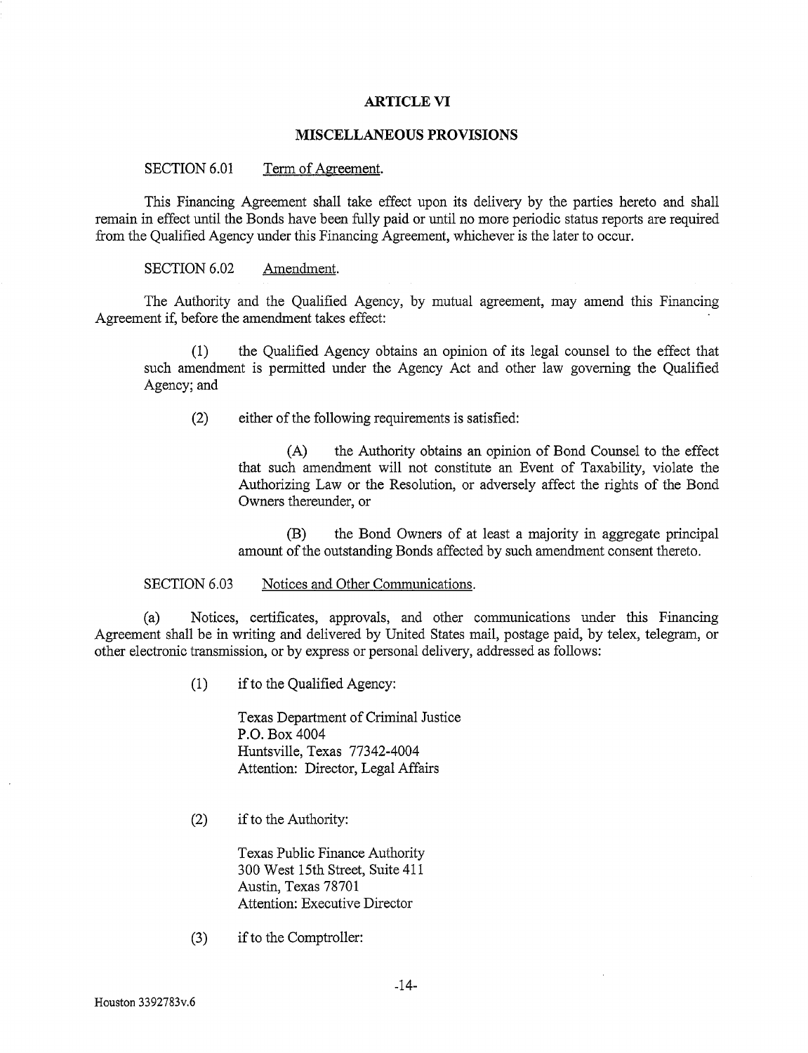## ARTICLE VI

## MISCELLANEOUS PROVISIONS

SECTION 6.01 Term of Agreement.

This Financing Agreement shall take effect upon its delivery by the parties hereto and shall remain in effect until the Bonds have been fully paid or until no more periodic status reports are required from the Qualified Agency under this Financing Agreement, whichever is the later to occur.

SECTION 6.02 Amendment.

The Authority and the Qualified Agency, by mutual agreement, may amend this Financing Agreement if, before the amendment takes effect:

(1) the Qualified Agency obtains an opinion of its legal counsel to the effect that such amendment is permitted under the Agency Act and other law governing the Qualified Agency; and

(2) either of the following requirements is satisfied:

(A) the Authority obtains an opinion of Bond Counsel to the effect that such amendment will not constitute an Event of Taxability, violate the Authorizing Law or the Resolution, or adversely affect the rights of the Bond Owners thereunder, or

(B) the Bond Owners of at least a majority in aggregate principal amount of the outstanding Bonds affected by such amendment consent thereto.

SECTION 6.03 Notices and Other Communications.

(a) Notices, certificates, approvals, and other communications under this Financing Agreement shall be in writing and delivered by United States mail, postage paid, by telex, telegram, or other electronic transmission, or by express or personal delivery, addressed as follows:

(1) if to the Qualified Agency:

Texas Department of Criminal Justice
P.O. Box 4004
Huntsville, Texas 77342-4004
Attention: Director, Legal Affairs

(2) if to the Authority:

Texas Public Finance Authority
300 West 15th Street, Suite 411
Austin, Texas 78701
Attention: Executive Director

(3) if to the Comptroller: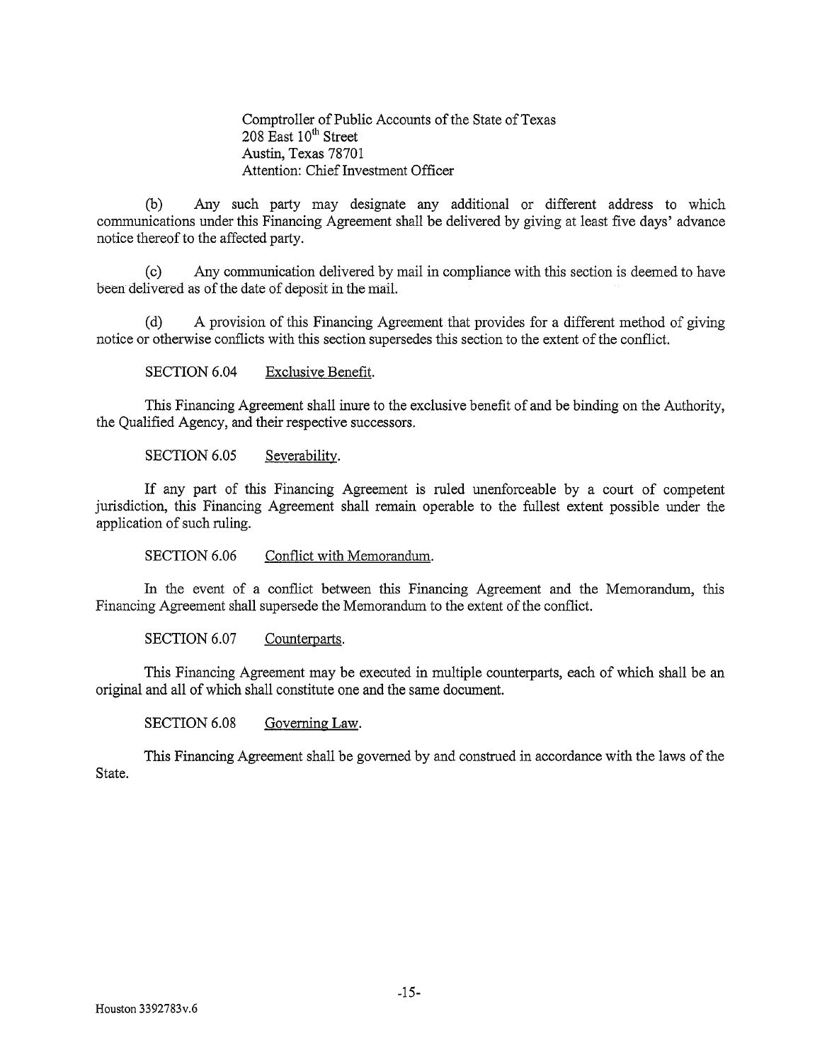Comptroller of Public Accounts of the State of Texas
208 East 10th Street
Austin, Texas 78701
Attention: Chief Investment Officer

(b) Any such party may designate any additional or different address to which communications under this Financing Agreement shall be delivered by giving at least five days' advance notice thereof to the affected party.

(c) Any communication delivered by mail in compliance with this section is deemed to have been delivered as of the date of deposit in the mail.

(d) A provision of this Financing Agreement that provides for a different method of giving notice or otherwise conflicts with this section supersedes this section to the extent of the conflict.

SECTION 6.04 Exclusive Benefit.

This Financing Agreement shall inure to the exclusive benefit of and be binding on the Authority, the Qualified Agency, and their respective successors.

SECTION 6.05 Severability.

If any part of this Financing Agreement is ruled unenforceable by a court of competent jurisdiction, this Financing Agreement shall remain operable to the fullest extent possible under the application of such ruling.

SECTION 6.06 Conflict with Memorandum.

In the event of a conflict between this Financing Agreement and the Memorandum, this Financing Agreement shall supersede the Memorandum to the extent of the conflict.

SECTION 6.07 Counterparts.

This Financing Agreement may be executed in multiple counterparts, each of which shall be an original and all of which shall constitute one and the same document.

SECTION 6.08 Governing Law.

This Financing Agreement shall be governed by and construed in accordance with the laws of the State.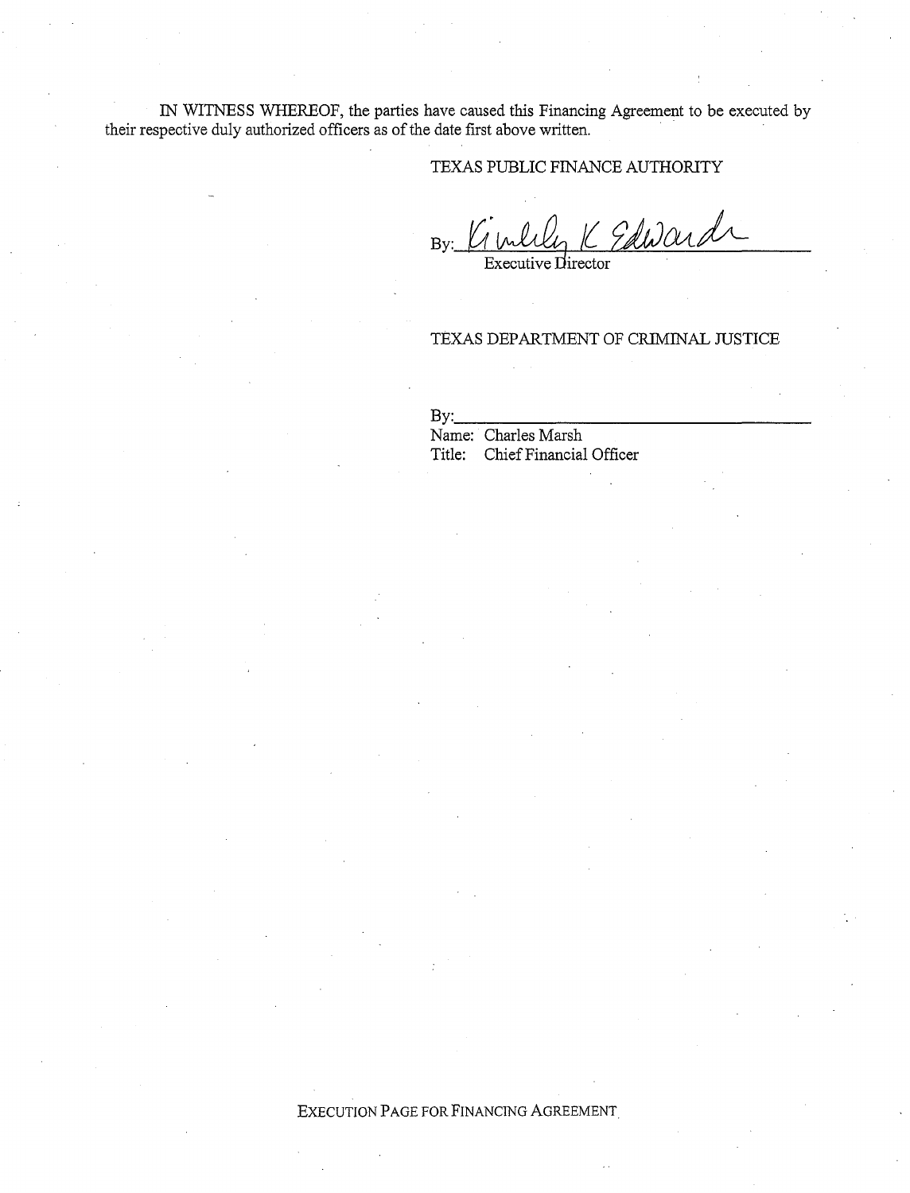IN WITNESS WHEREOF, the parties have caused this Financing Agreement to be executed by their respective duly authorized officers as of the date first above written.

TEXAS PUBLIC FINANCE AUTHORITY

By: Kimberly K Edwards
Executive Director

TEXAS DEPARTMENT OF CRIMINAL JUSTICE

By:\_\_\_\_\_\_\_\_\_\_\_\_\_\_\_\_\_\_\_\_\_\_\_\_\_\_\_\_\_\_\_\_\_\_\_\_\_\_\_\_
Name: Charles Marsh
Title: Chief Financial Officer

EXECUTION PAGE FOR FINANCING AGREEMENT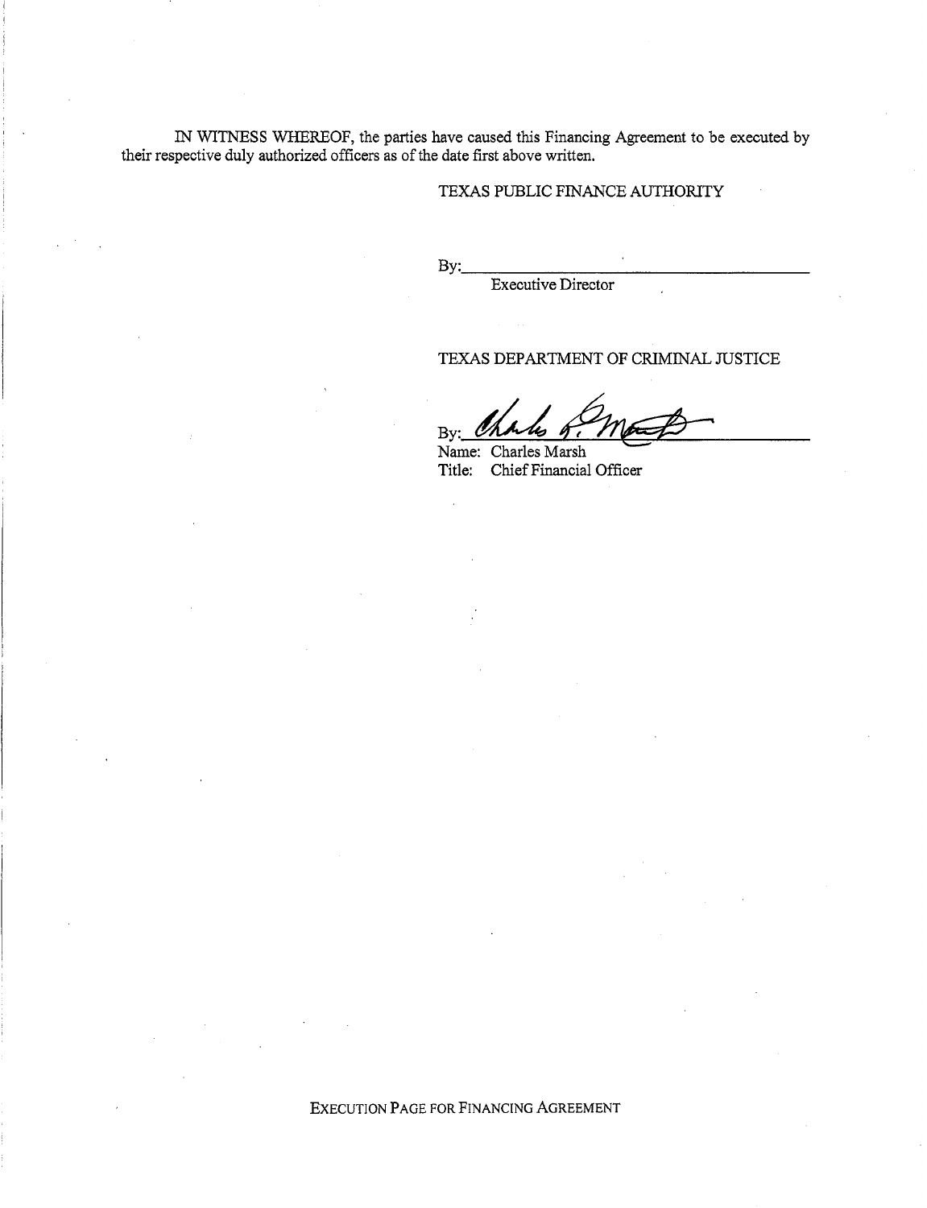IN WITNESS WHEREOF, the parties have caused this Financing Agreement to be executed by their respective duly authorized officers as of the date first above written.

TEXAS PUBLIC FINANCE AUTHORITY

By:\_\_\_\_\_\_\_\_\_\_\_\_\_\_\_\_\_\_\_\_\_\_\_\_\_\_\_\_\_\_\_\_\_\_\_\_\_\_\_\_

Executive Director

TEXAS DEPARTMENT OF CRIMINAL JUSTICE

By: \_\_\_\_\_\_\_\_\_\_\_\_\_\_\_\_\_\_\_\_\_\_\_\_\_\_\_\_\_\_\_\_\_\_\_\_\_\_\_\_

Name: Charles Marsh

Title: Chief Financial Officer

EXECUTION PAGE FOR FINANCING AGREEMENT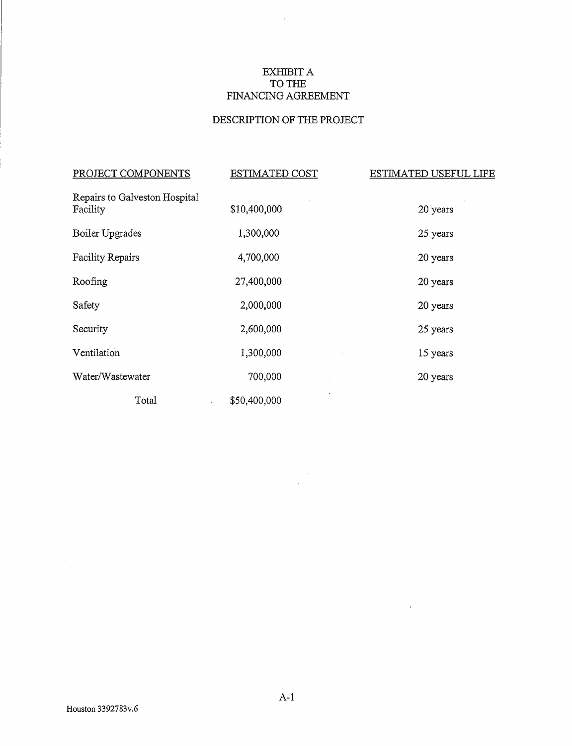# EXHIBIT A
# TO THE
# FINANCING AGREEMENT

## DESCRIPTION OF THE PROJECT

| PROJECT COMPONENTS | ESTIMATED COST | ESTIMATED USEFUL LIFE |
|---|---|---|
| Repairs to Galveston Hospital Facility | $10,400,000 | 20 years |
| Boiler Upgrades | 1,300,000 | 25 years |
| Facility Repairs | 4,700,000 | 20 years |
| Roofing | 27,400,000 | 20 years |
| Safety | 2,000,000 | 20 years |
| Security | 2,600,000 | 25 years |
| Ventilation | 1,300,000 | 15 years |
| Water/Wastewater | 700,000 | 20 years |
| Total | $50,400,000 | |

Houston 3392783v.6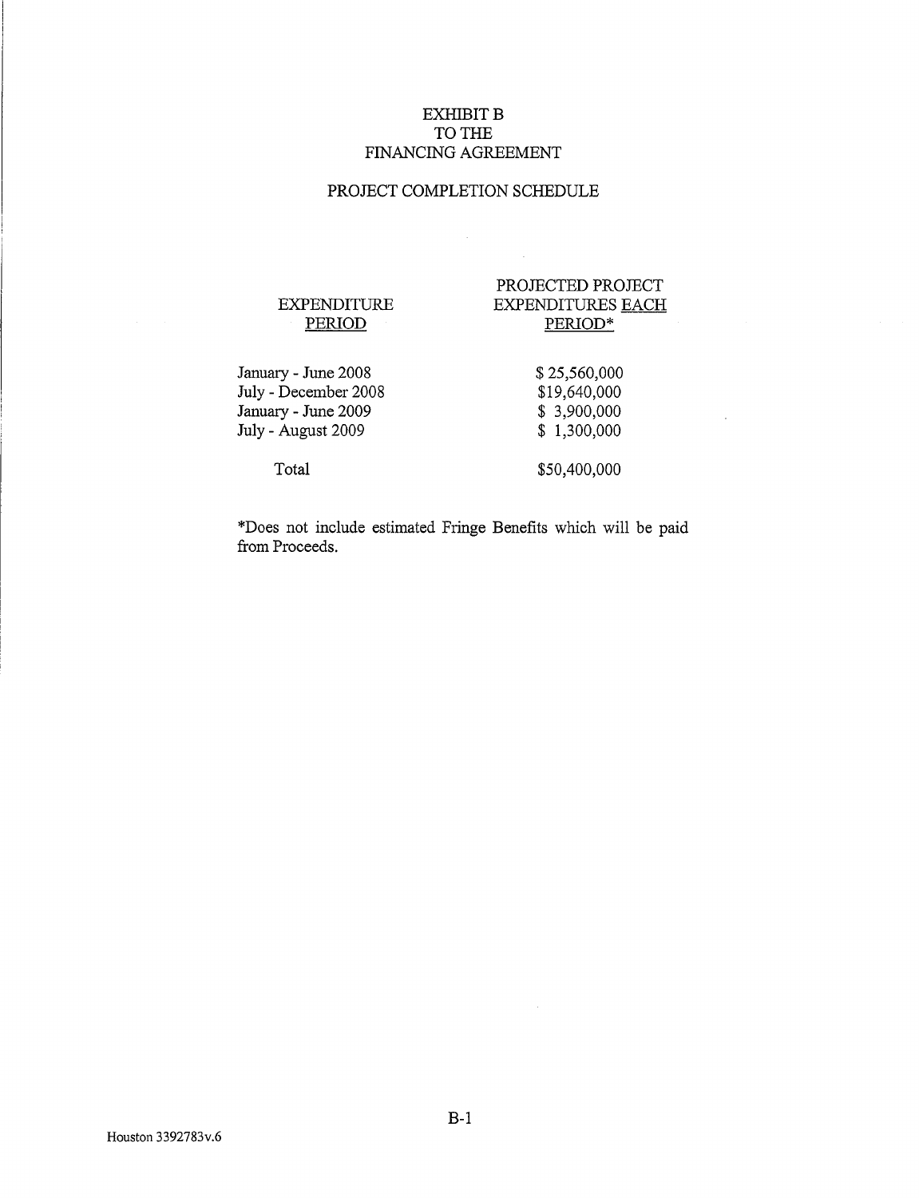# EXHIBIT B
# TO THE
# FINANCING AGREEMENT

## PROJECT COMPLETION SCHEDULE

| EXPENDITURE PERIOD | PROJECTED PROJECT EXPENDITURES EACH PERIOD* |
|---|---|
| January - June 2008 | $ 25,560,000 |
| July - December 2008 | $19,640,000 |
| January - June 2009 | $ 3,900,000 |
| July - August 2009 | $ 1,300,000 |
| Total | $50,400,000 |

*Does not include estimated Fringe Benefits which will be paid from Proceeds.

Houston 3392783v.6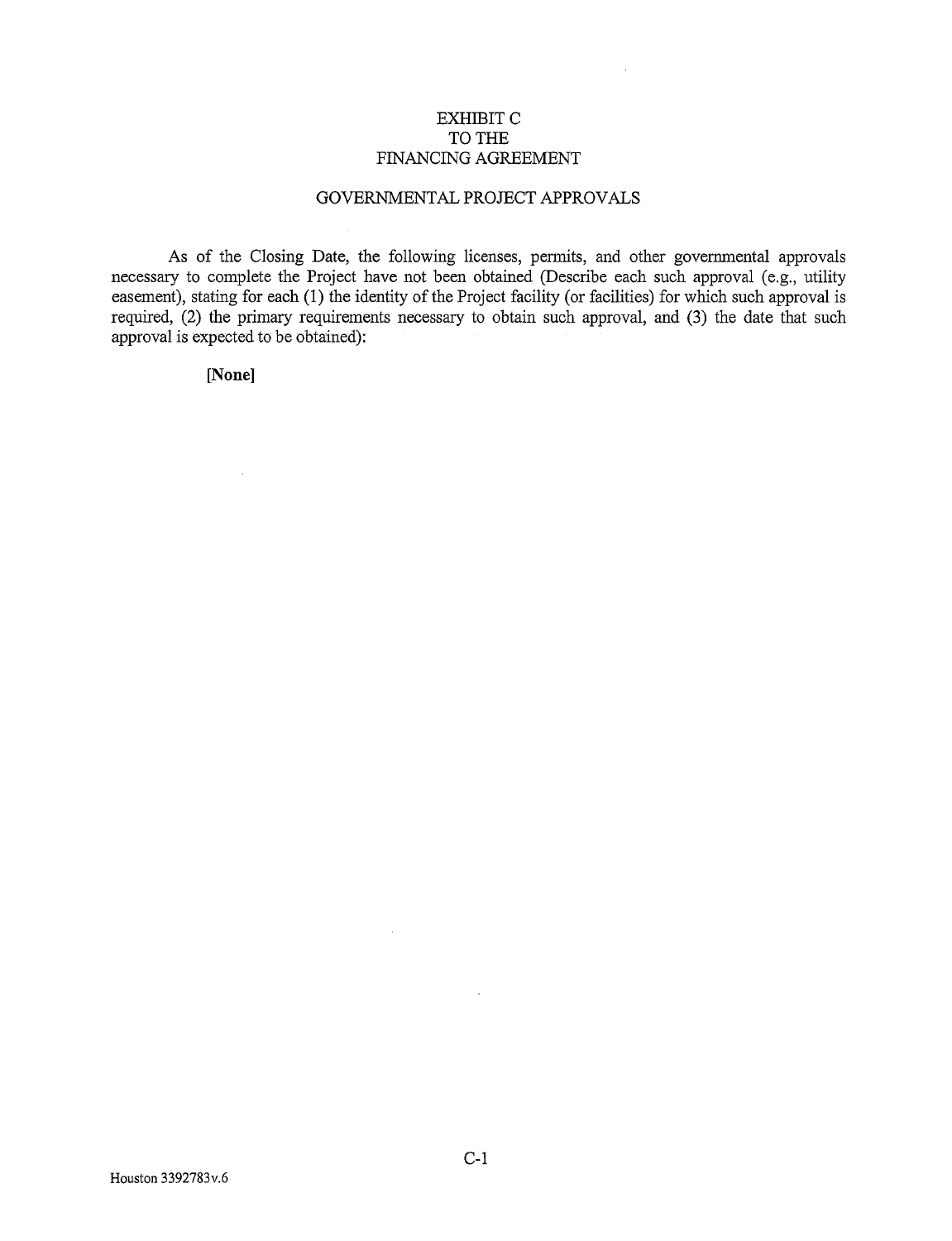# EXHIBIT C
# TO THE
# FINANCING AGREEMENT

## GOVERNMENTAL PROJECT APPROVALS

As of the Closing Date, the following licenses, permits, and other governmental approvals necessary to complete the Project have not been obtained (Describe each such approval (e.g., utility easement), stating for each (1) the identity of the Project facility (or facilities) for which such approval is required, (2) the primary requirements necessary to obtain such approval, and (3) the date that such approval is expected to be obtained):

**[None]**

Houston 3392783v.6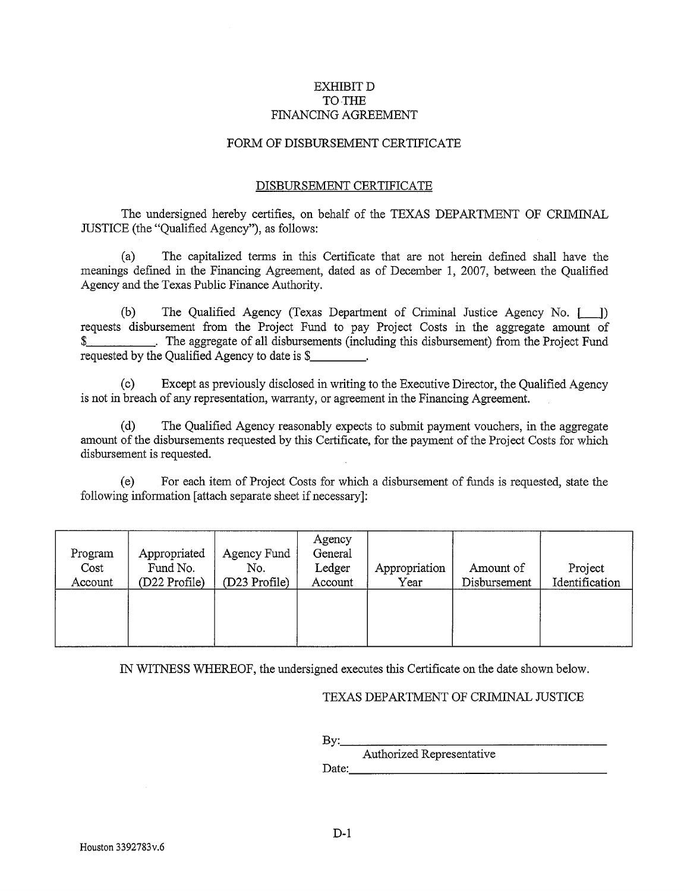# EXHIBIT D
# TO THE
# FINANCING AGREEMENT

## FORM OF DISBURSEMENT CERTIFICATE

### DISBURSEMENT CERTIFICATE

The undersigned hereby certifies, on behalf of the TEXAS DEPARTMENT OF CRIMINAL JUSTICE (the "Qualified Agency"), as follows:

(a) The capitalized terms in this Certificate that are not herein defined shall have the meanings defined in the Financing Agreement, dated as of December 1, 2007, between the Qualified Agency and the Texas Public Finance Authority.

(b) The Qualified Agency (Texas Department of Criminal Justice Agency No. [___]) requests disbursement from the Project Fund to pay Project Costs in the aggregate amount of $__________. The aggregate of all disbursements (including this disbursement) from the Project Fund requested by the Qualified Agency to date is $_________.

(c) Except as previously disclosed in writing to the Executive Director, the Qualified Agency is not in breach of any representation, warranty, or agreement in the Financing Agreement.

(d) The Qualified Agency reasonably expects to submit payment vouchers, in the aggregate amount of the disbursements requested by this Certificate, for the payment of the Project Costs for which disbursement is requested.

(e) For each item of Project Costs for which a disbursement of funds is requested, state the following information [attach separate sheet if necessary]:

| Program Cost Account | Appropriated Fund No. (D22 Profile) | Agency Fund No. (D23 Profile) | Agency General Ledger Account | Appropriation Year | Amount of Disbursement | Project Identification |
|---|---|---|---|---|---|---|
| | | | | | | |

IN WITNESS WHEREOF, the undersigned executes this Certificate on the date shown below.

TEXAS DEPARTMENT OF CRIMINAL JUSTICE

By:_______________________________
Authorized Representative

Date:_____________________________

Houston 3392783v.6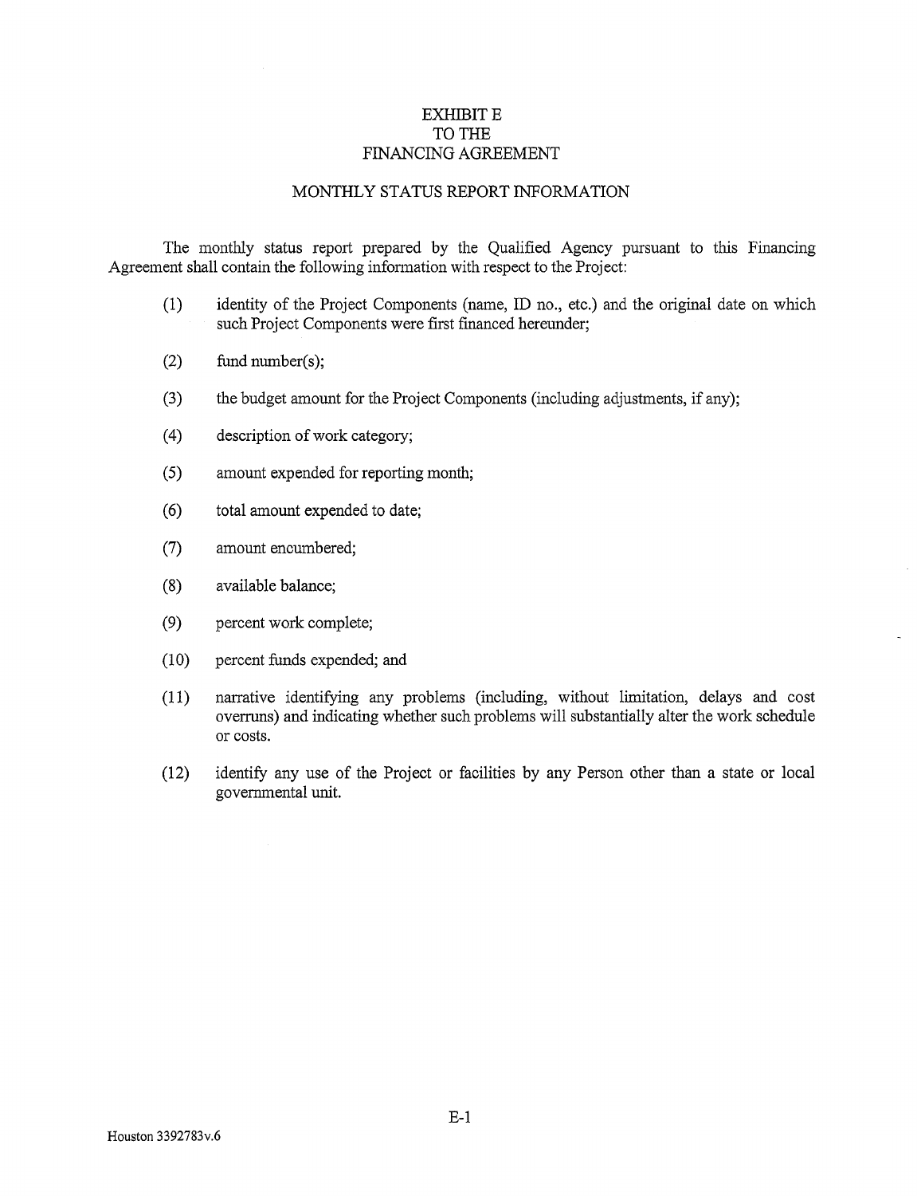# EXHIBIT E
# TO THE
# FINANCING AGREEMENT

## MONTHLY STATUS REPORT INFORMATION

The monthly status report prepared by the Qualified Agency pursuant to this Financing Agreement shall contain the following information with respect to the Project:

(1) identity of the Project Components (name, ID no., etc.) and the original date on which such Project Components were first financed hereunder;

(2) fund number(s);

(3) the budget amount for the Project Components (including adjustments, if any);

(4) description of work category;

(5) amount expended for reporting month;

(6) total amount expended to date;

(7) amount encumbered;

(8) available balance;

(9) percent work complete;

(10) percent funds expended; and

(11) narrative identifying any problems (including, without limitation, delays and cost overruns) and indicating whether such problems will substantially alter the work schedule or costs.

(12) identify any use of the Project or facilities by any Person other than a state or local governmental unit.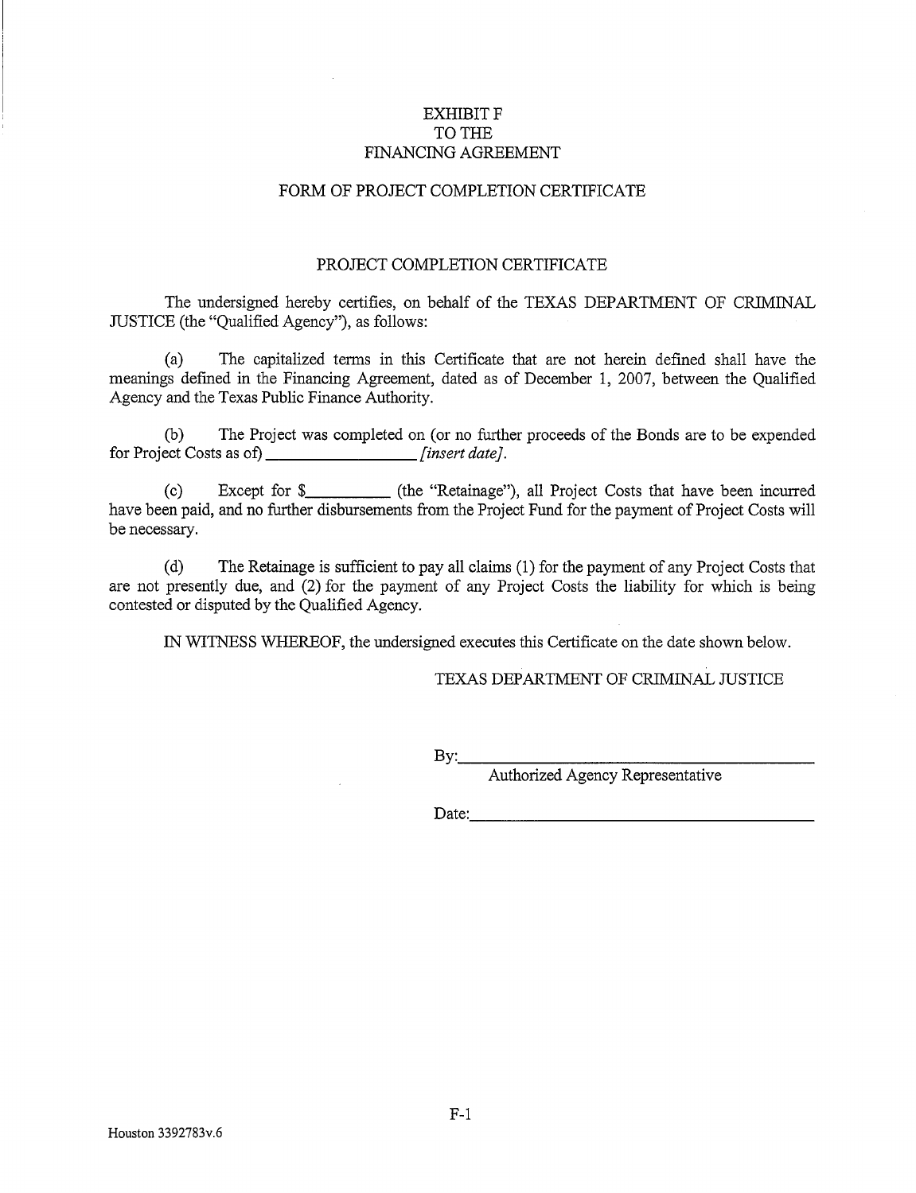# EXHIBIT F
# TO THE
# FINANCING AGREEMENT

## FORM OF PROJECT COMPLETION CERTIFICATE

### PROJECT COMPLETION CERTIFICATE

The undersigned hereby certifies, on behalf of the TEXAS DEPARTMENT OF CRIMINAL JUSTICE (the "Qualified Agency"), as follows:

(a) The capitalized terms in this Certificate that are not herein defined shall have the meanings defined in the Financing Agreement, dated as of December 1, 2007, between the Qualified Agency and the Texas Public Finance Authority.

(b) The Project was completed on (or no further proceeds of the Bonds are to be expended for Project Costs as of) ________________ *[insert date]*.

(c) Except for $__________ (the "Retainage"), all Project Costs that have been incurred have been paid, and no further disbursements from the Project Fund for the payment of Project Costs will be necessary.

(d) The Retainage is sufficient to pay all claims (1) for the payment of any Project Costs that are not presently due, and (2) for the payment of any Project Costs the liability for which is being contested or disputed by the Qualified Agency.

IN WITNESS WHEREOF, the undersigned executes this Certificate on the date shown below.

TEXAS DEPARTMENT OF CRIMINAL JUSTICE

By:____________________________________________
Authorized Agency Representative

Date:__________________________________________

Houston 3392783v.6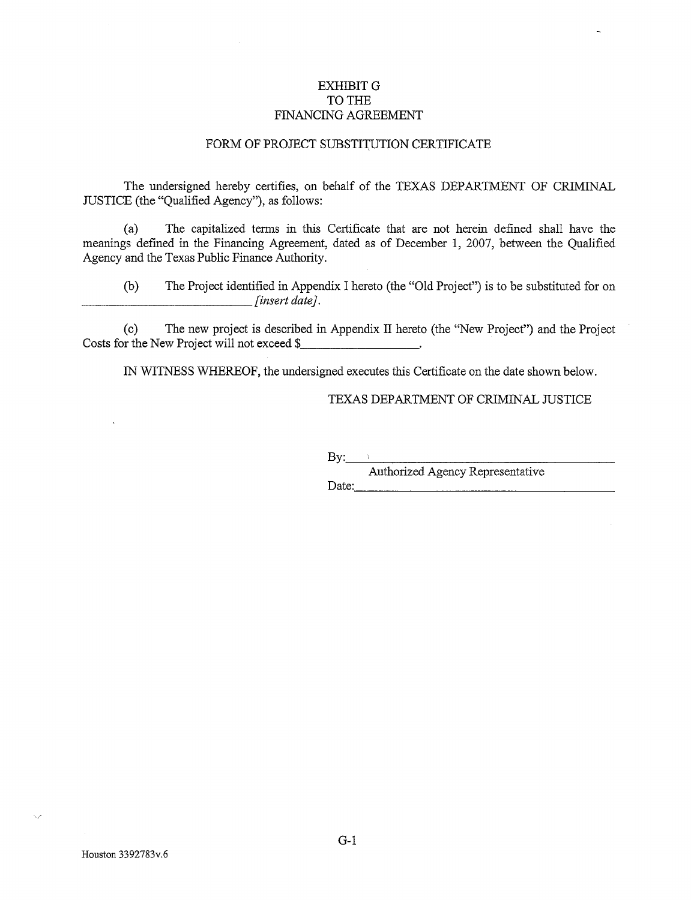# EXHIBIT G
# TO THE
# FINANCING AGREEMENT

## FORM OF PROJECT SUBSTITUTION CERTIFICATE

The undersigned hereby certifies, on behalf of the TEXAS DEPARTMENT OF CRIMINAL JUSTICE (the "Qualified Agency"), as follows:

(a) The capitalized terms in this Certificate that are not herein defined shall have the meanings defined in the Financing Agreement, dated as of December 1, 2007, between the Qualified Agency and the Texas Public Finance Authority.

(b) The Project identified in Appendix I hereto (the "Old Project") is to be substituted for on _________________________ *[insert date]*.

(c) The new project is described in Appendix II hereto (the "New Project") and the Project Costs for the New Project will not exceed $__________________.

IN WITNESS WHEREOF, the undersigned executes this Certificate on the date shown below.

TEXAS DEPARTMENT OF CRIMINAL JUSTICE

By:______________________________________
Authorized Agency Representative

Date:_____________________________________

Houston 3392783v.6